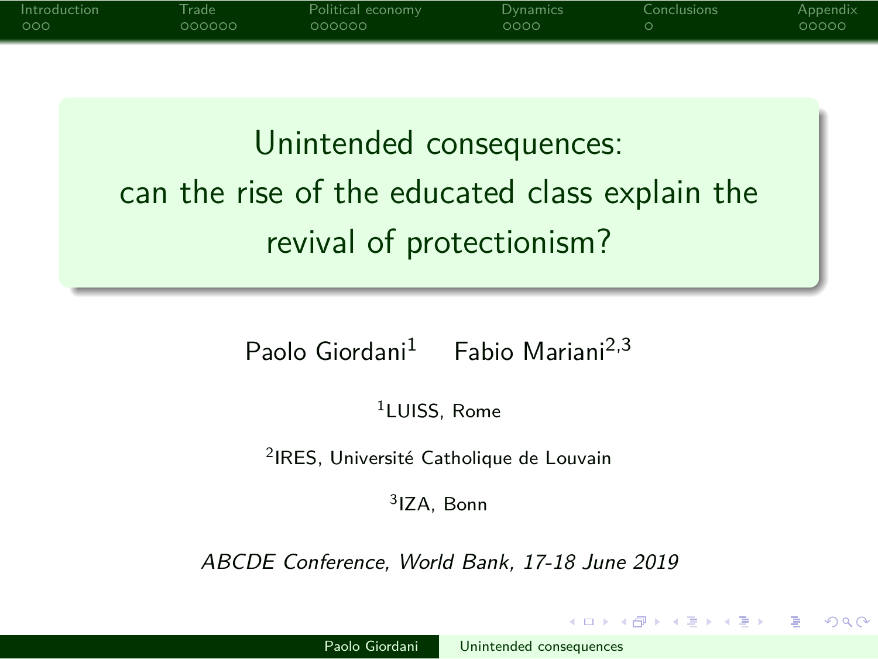# Unintended consequences: can the rise of the educated class explain the revival of protectionism?

Paolo Giordani[1] Fabio Mariani[2,3]

[1]LUISS, Rome

[2]IRES, Université Catholique de Louvain

[3]IZA, Bonn

*ABCDE Conference, World Bank, 17-18 June 2019*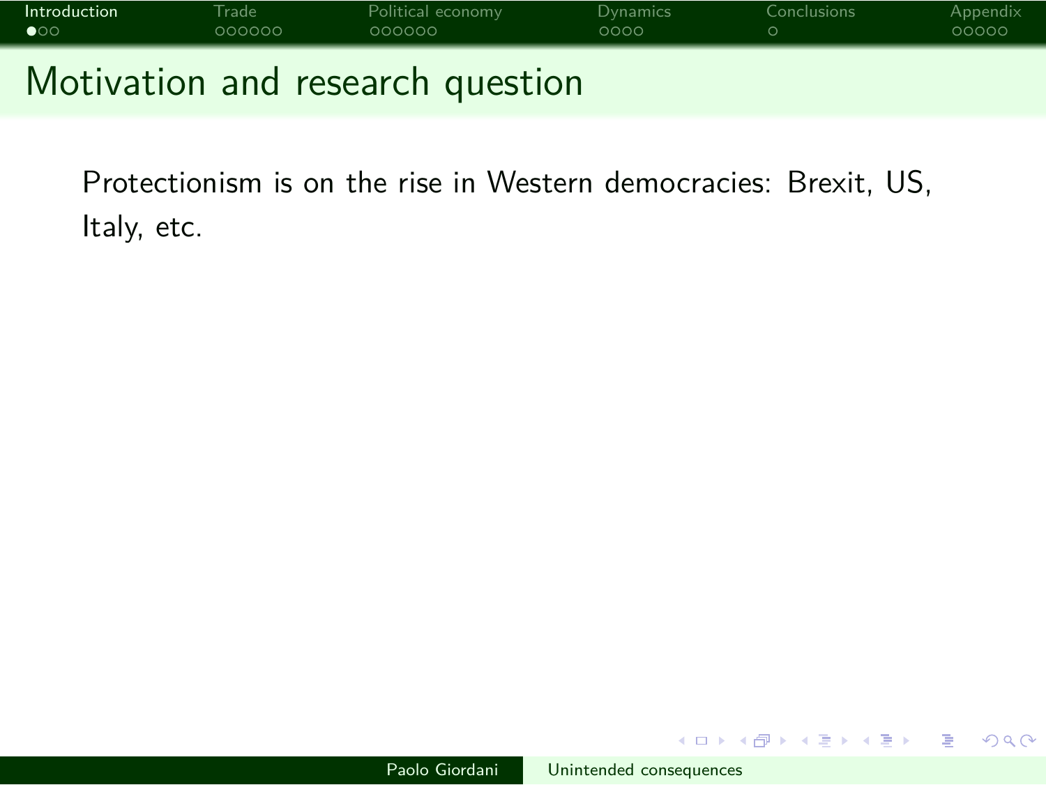## Motivation and research question

Protectionism is on the rise in Western democracies: Brexit, US, Italy, etc.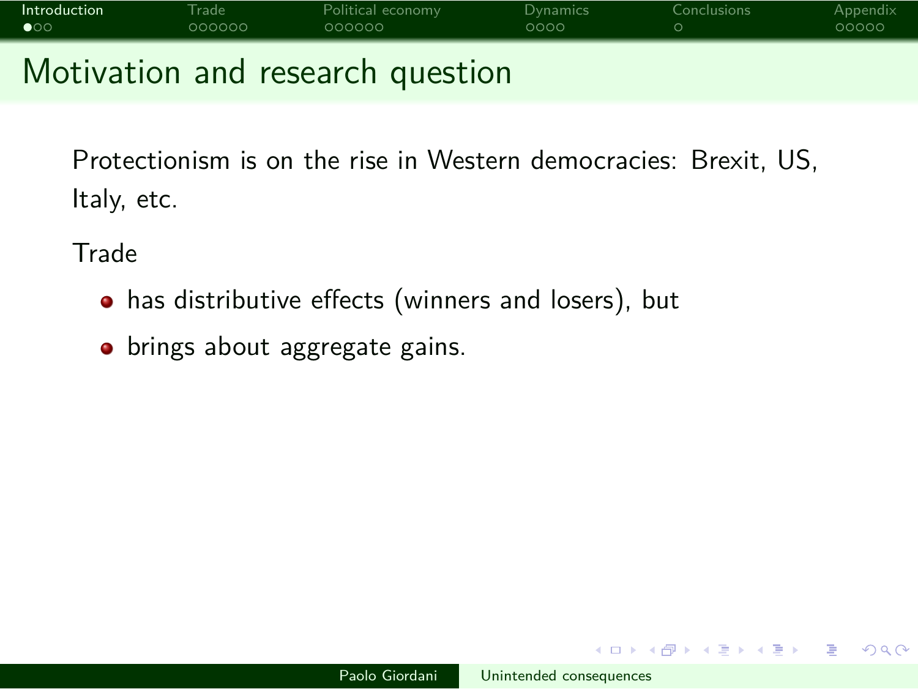# Motivation and research question

Protectionism is on the rise in Western democracies: Brexit, US, Italy, etc.

Trade

- has distributive effects (winners and losers), but
- brings about aggregate gains.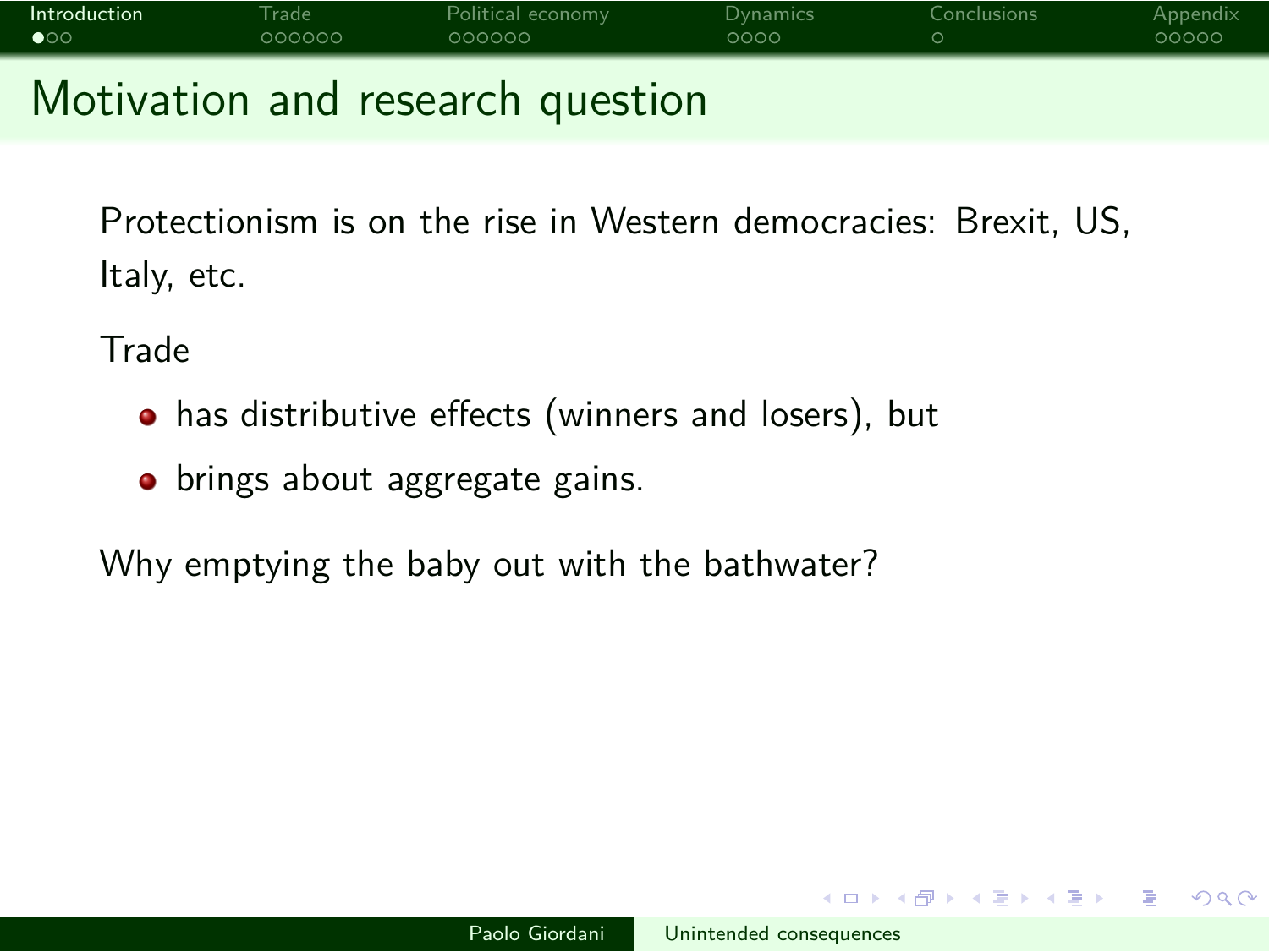# Motivation and research question

Protectionism is on the rise in Western democracies: Brexit, US, Italy, etc.

Trade

- has distributive effects (winners and losers), but
- brings about aggregate gains.

Why emptying the baby out with the bathwater?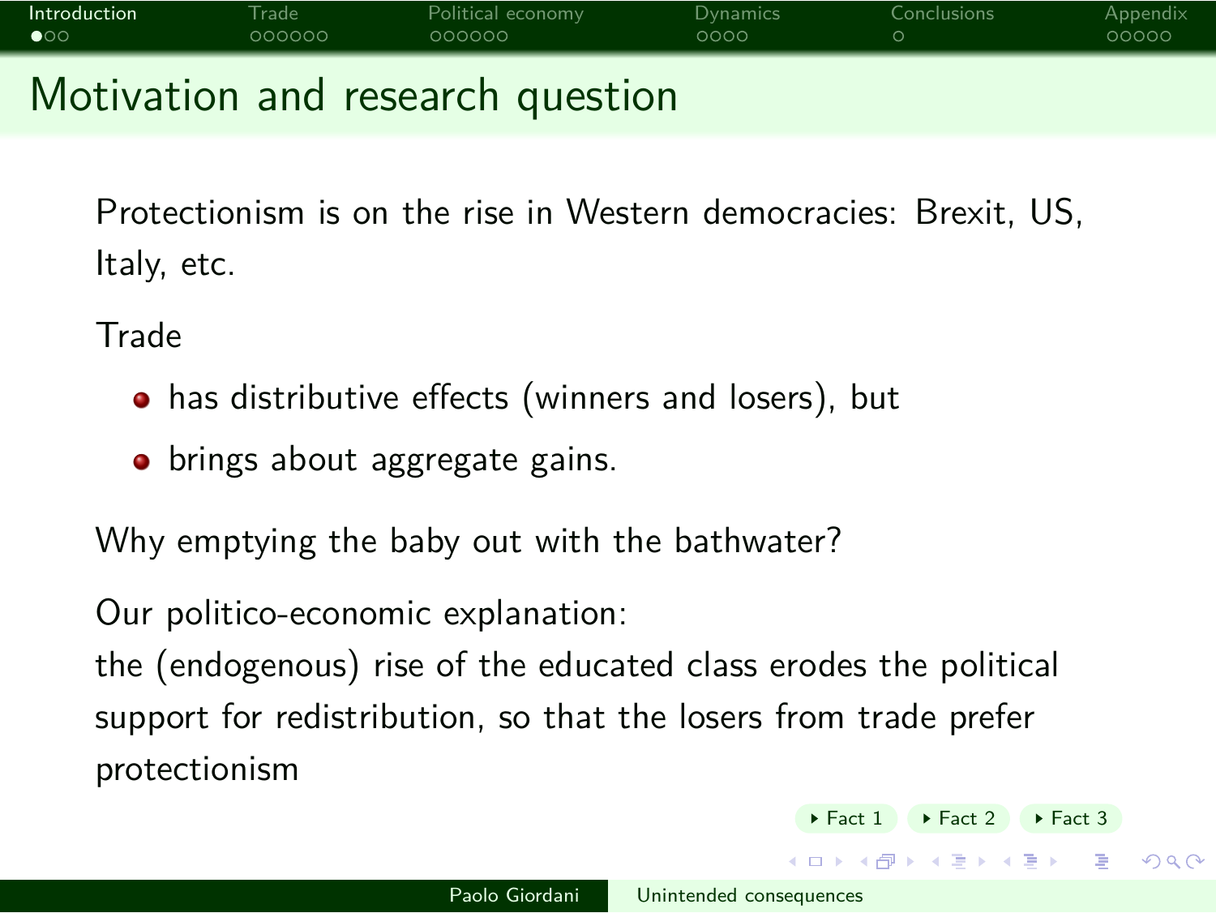## Motivation and research question

Protectionism is on the rise in Western democracies: Brexit, US, Italy, etc.

Trade

- has distributive effects (winners and losers), but
- brings about aggregate gains.

Why emptying the baby out with the bathwater?

Our politico-economic explanation:
the (endogenous) rise of the educated class erodes the political support for redistribution, so that the losers from trade prefer protectionism

Fact 1 Fact 2 Fact 3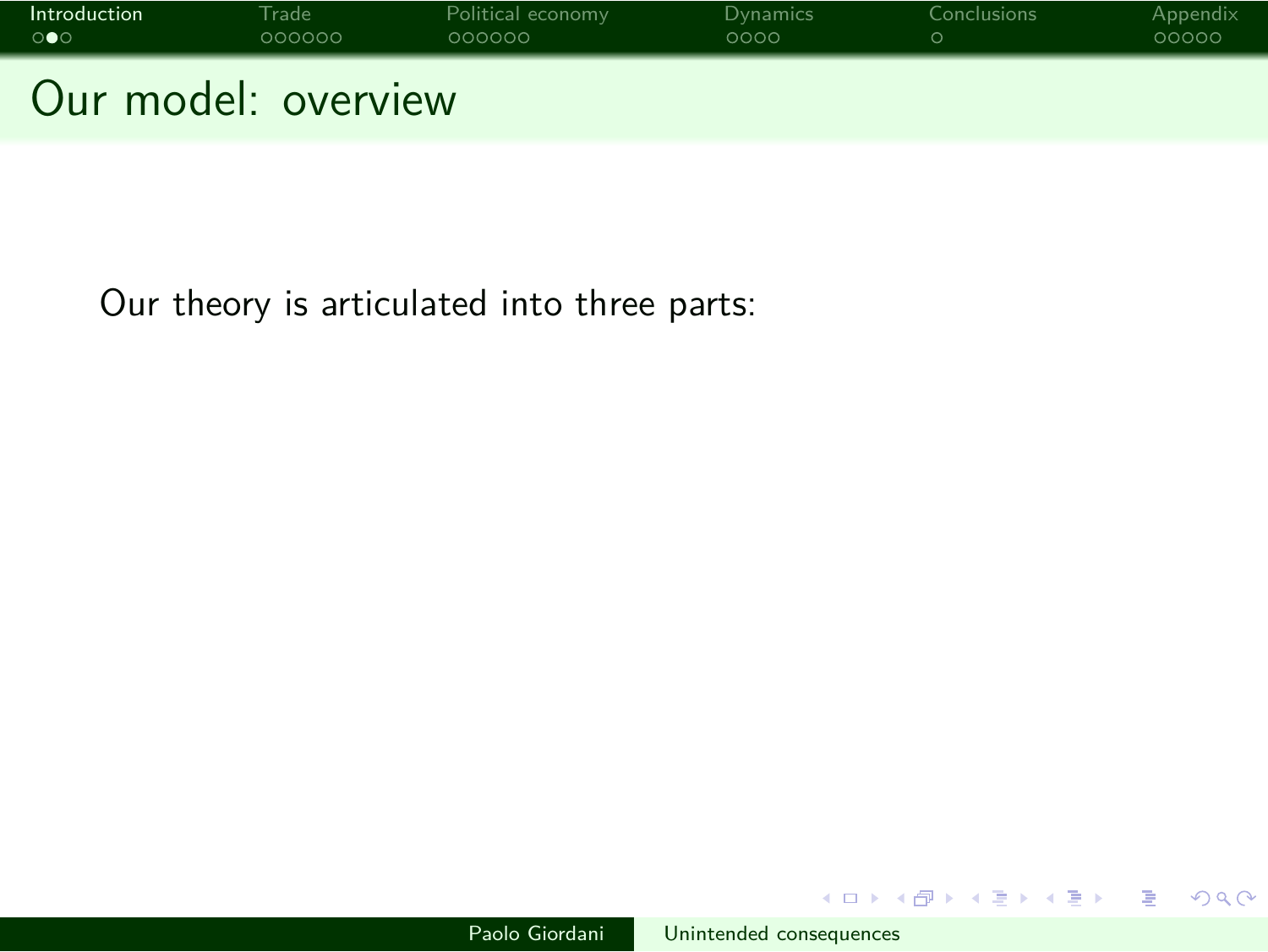# Our model: overview

Our theory is articulated into three parts: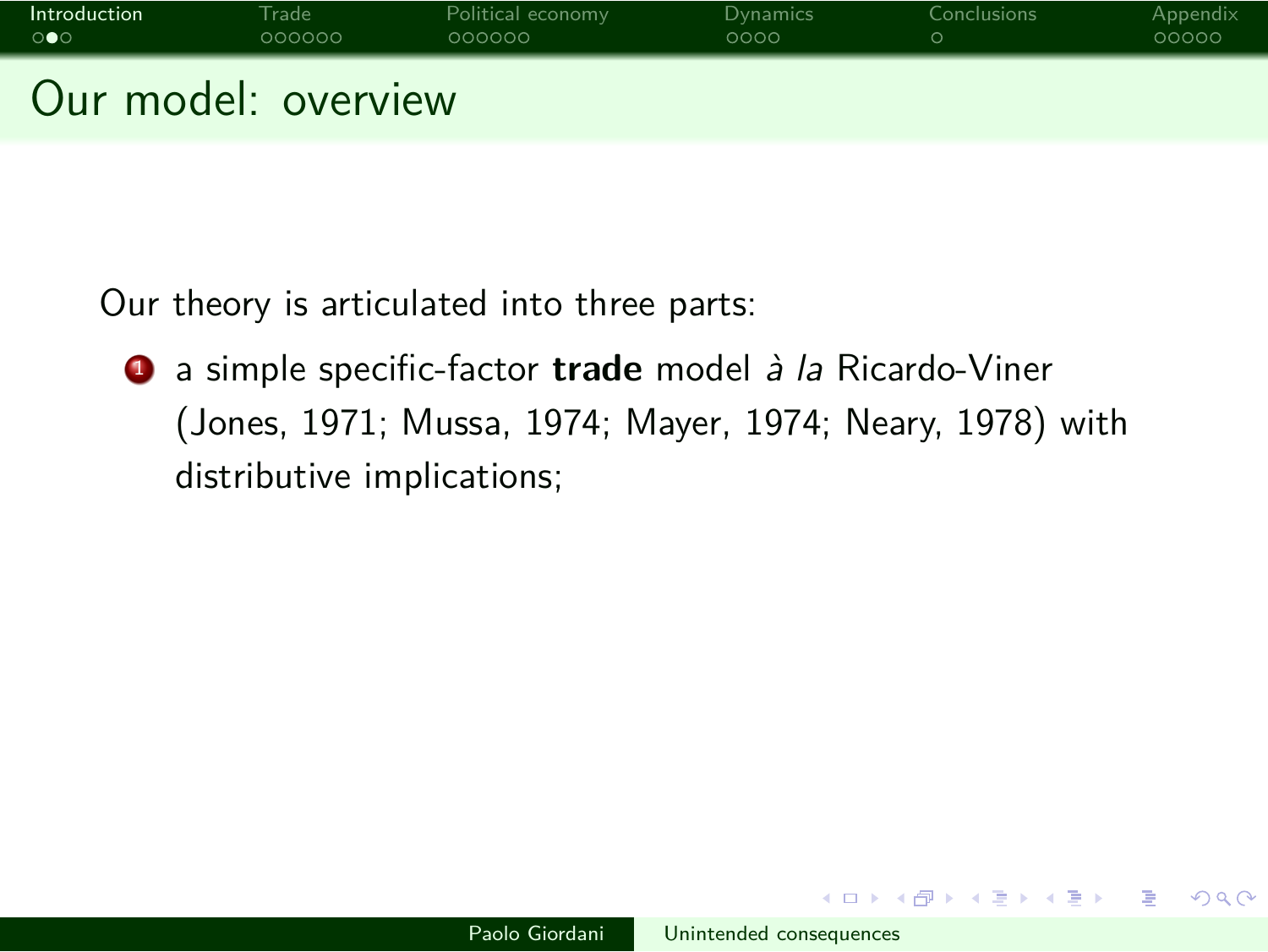# Our model: overview

Our theory is articulated into three parts:

1. a simple specific-factor **trade** model *à la* Ricardo-Viner (Jones, 1971; Mussa, 1974; Mayer, 1974; Neary, 1978) with distributive implications;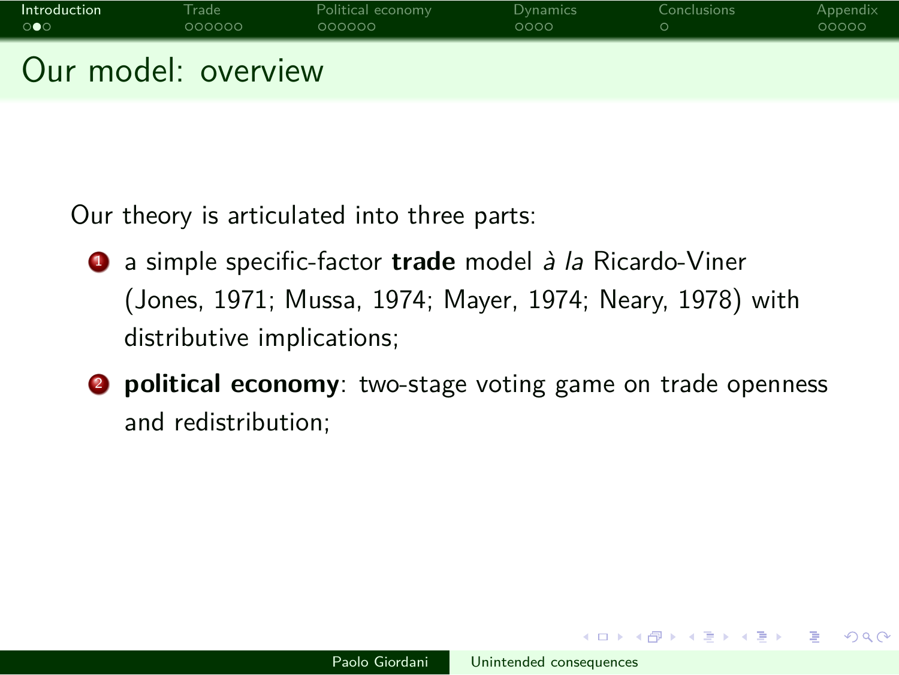# Our model: overview

Our theory is articulated into three parts:

1. a simple specific-factor **trade** model *à la* Ricardo-Viner (Jones, 1971; Mussa, 1974; Mayer, 1974; Neary, 1978) with distributive implications;
2. **political economy**: two-stage voting game on trade openness and redistribution;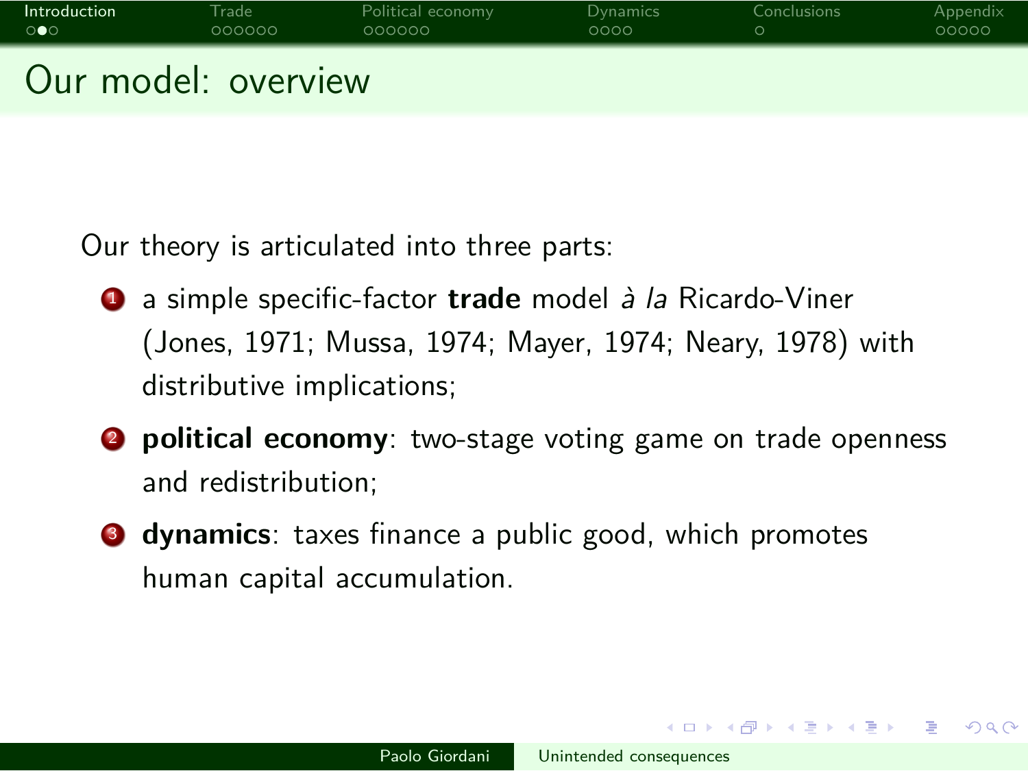## Our model: overview

Our theory is articulated into three parts:

1. a simple specific-factor **trade** model *à la* Ricardo-Viner (Jones, 1971; Mussa, 1974; Mayer, 1974; Neary, 1978) with distributive implications;
2. **political economy**: two-stage voting game on trade openness and redistribution;
3. **dynamics**: taxes finance a public good, which promotes human capital accumulation.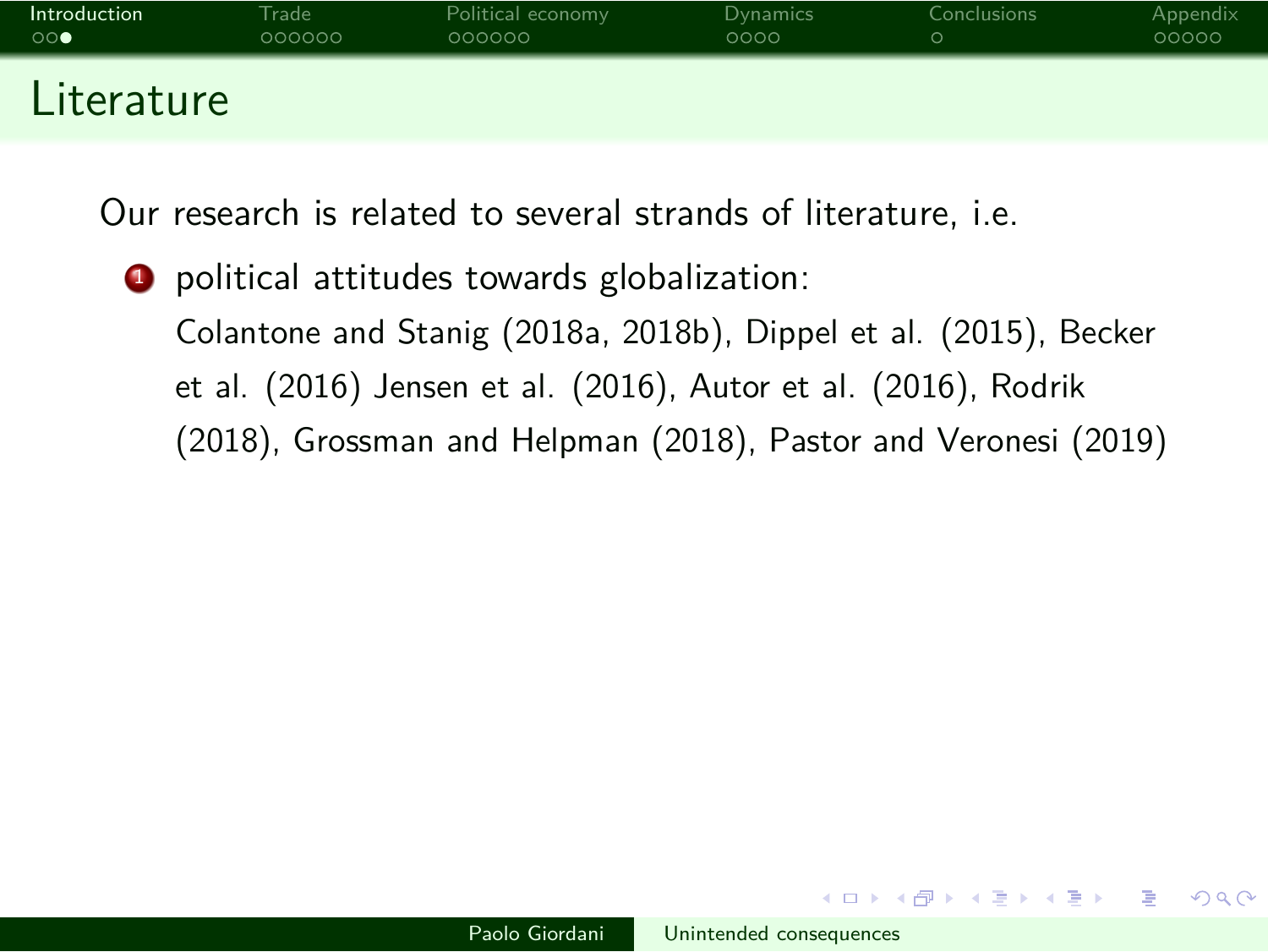# Literature

Our research is related to several strands of literature, i.e.

1. political attitudes towards globalization:
   Colantone and Stanig (2018a, 2018b), Dippel et al. (2015), Becker et al. (2016) Jensen et al. (2016), Autor et al. (2016), Rodrik (2018), Grossman and Helpman (2018), Pastor and Veronesi (2019)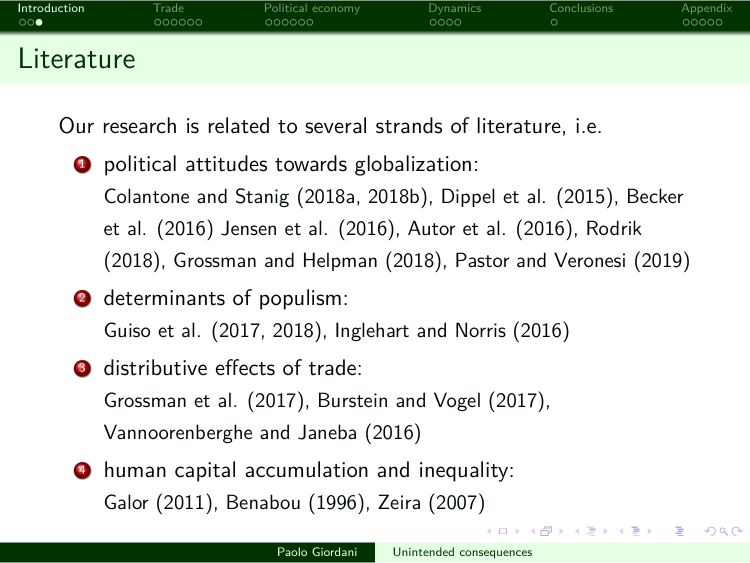# Literature

Our research is related to several strands of literature, i.e.

1. political attitudes towards globalization:
   Colantone and Stanig (2018a, 2018b), Dippel et al. (2015), Becker et al. (2016) Jensen et al. (2016), Autor et al. (2016), Rodrik (2018), Grossman and Helpman (2018), Pastor and Veronesi (2019)
2. determinants of populism:
   Guiso et al. (2017, 2018), Inglehart and Norris (2016)
3. distributive effects of trade:
   Grossman et al. (2017), Burstein and Vogel (2017), Vannoorenberghe and Janeba (2016)
4. human capital accumulation and inequality:
   Galor (2011), Benabou (1996), Zeira (2007)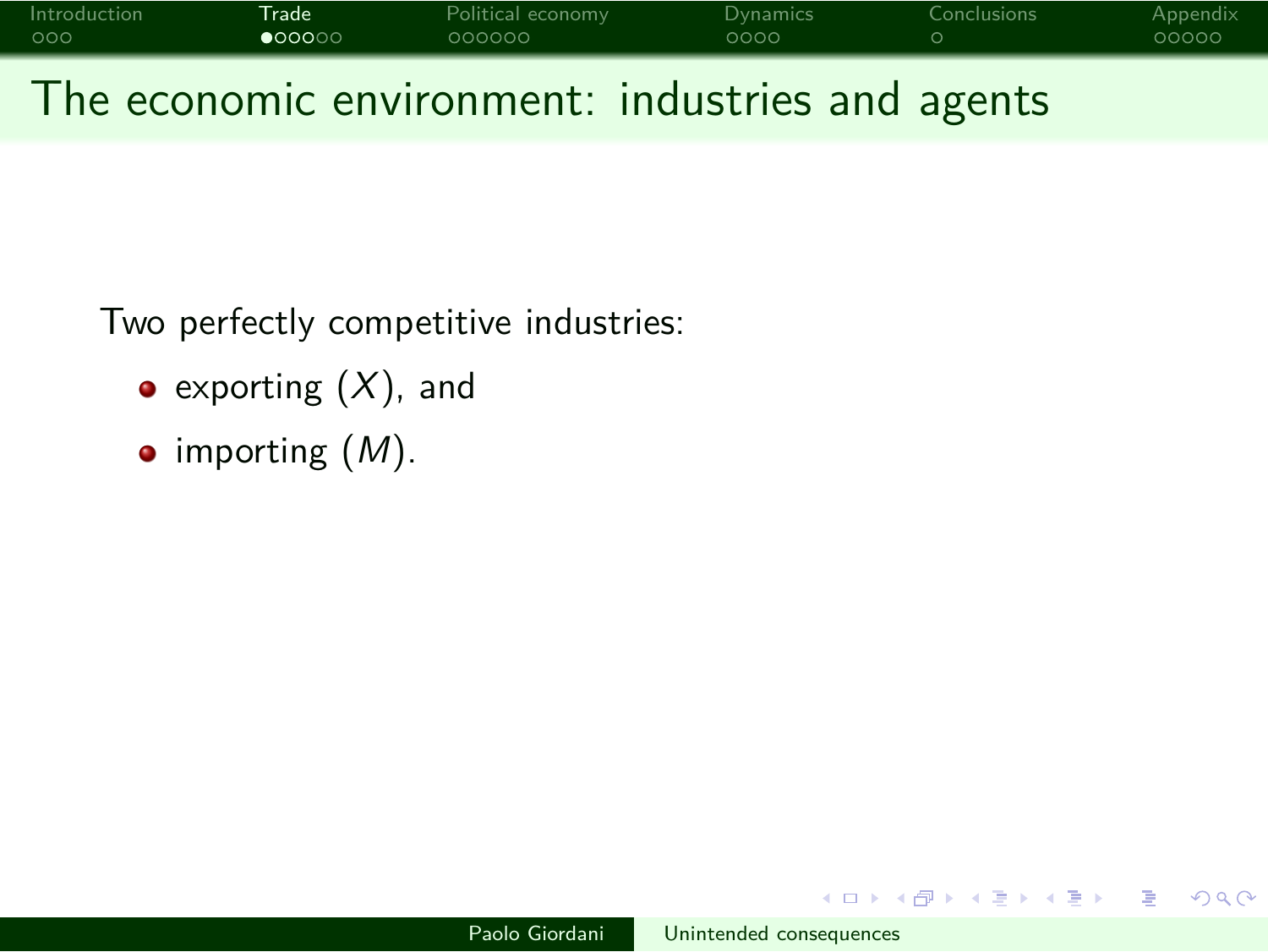# The economic environment: industries and agents

Two perfectly competitive industries:

- exporting ($X$), and
- importing ($M$).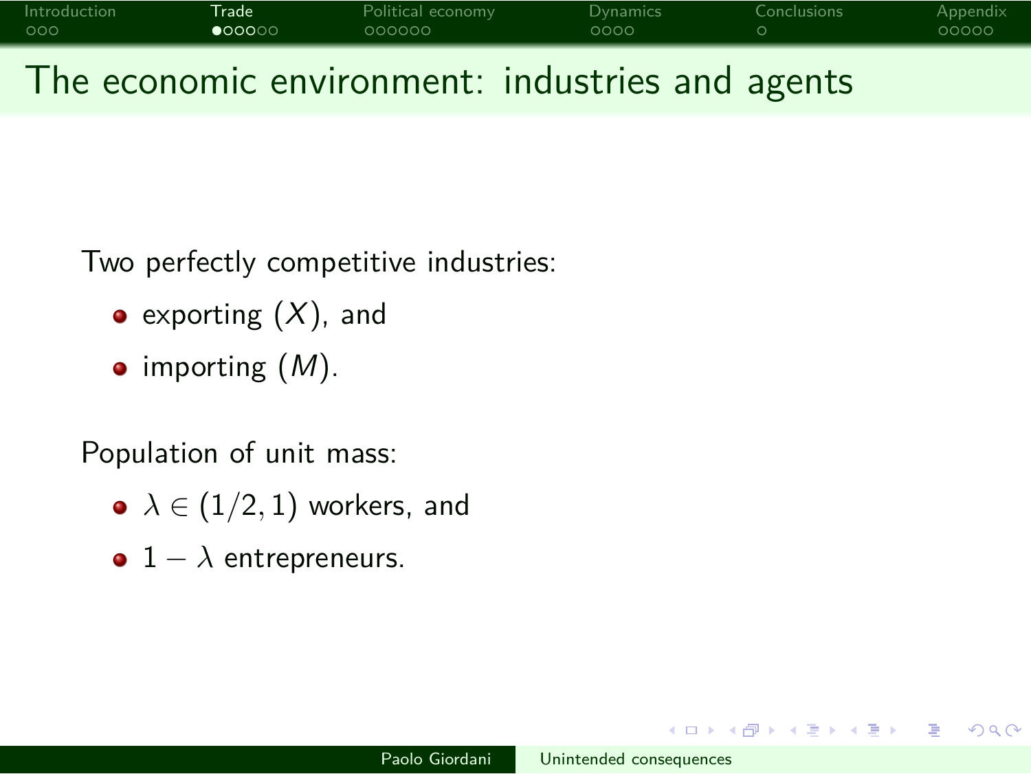# The economic environment: industries and agents

Two perfectly competitive industries:

- exporting ($X$), and
- importing ($M$).

Population of unit mass:

- $\lambda \in (1/2, 1)$ workers, and
- $1 - \lambda$ entrepreneurs.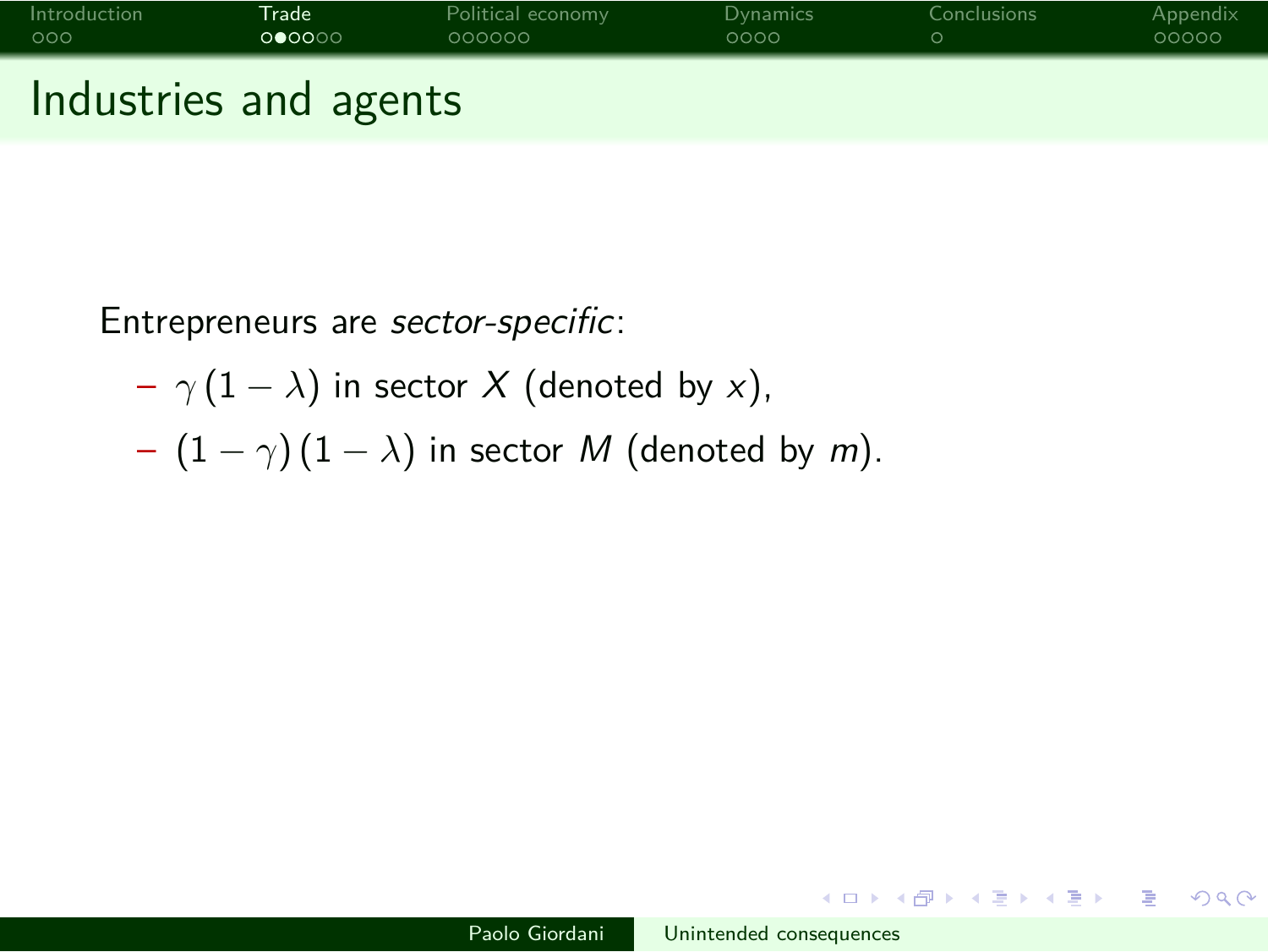# Industries and agents

Entrepreneurs are *sector-specific*:

- $\gamma(1-\lambda)$ in sector $X$ (denoted by $x$),
- $(1-\gamma)(1-\lambda)$ in sector $M$ (denoted by $m$).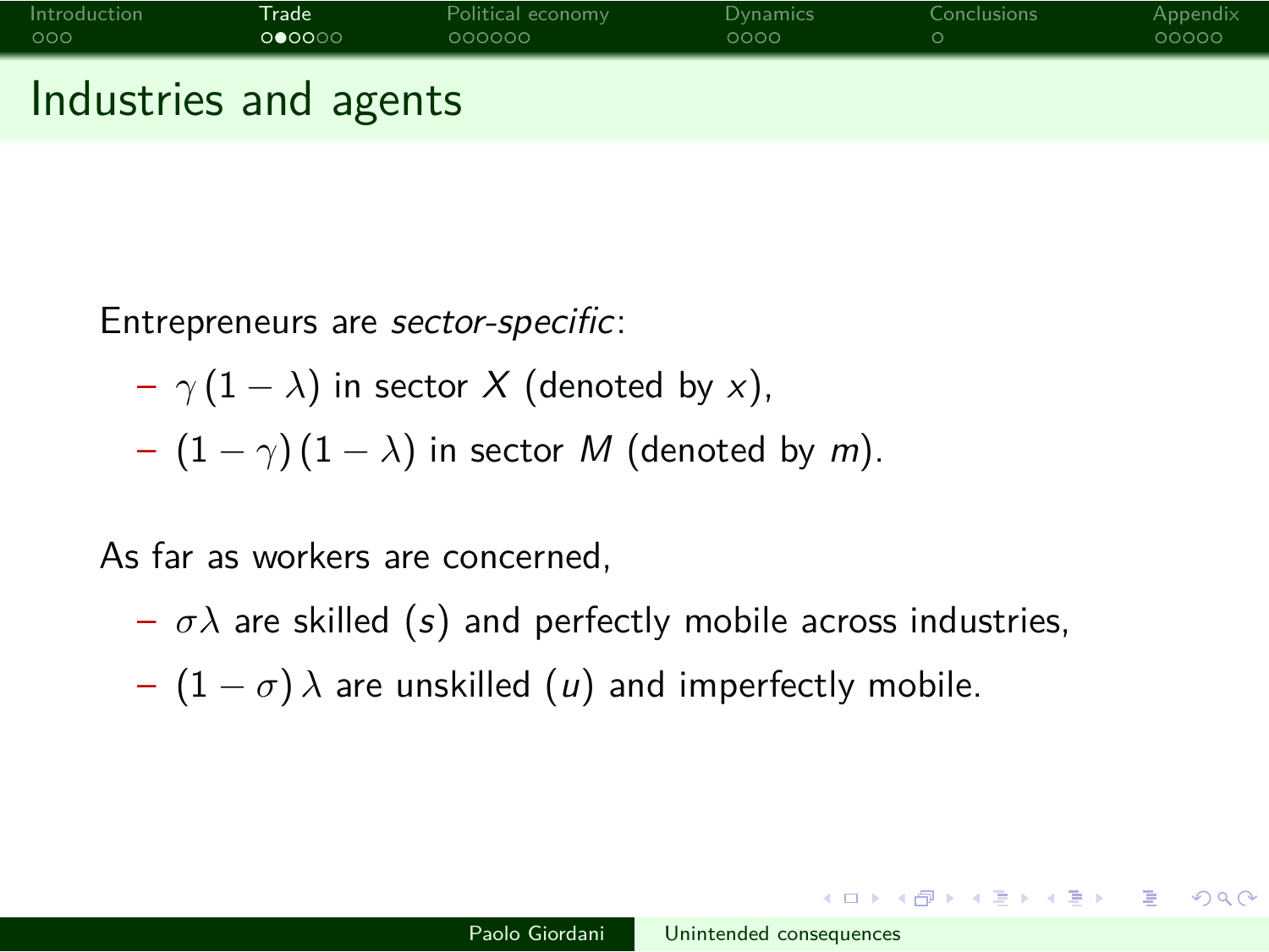# Industries and agents

Entrepreneurs are *sector-specific*:

- $\gamma(1-\lambda)$ in sector $X$ (denoted by $x$),
- $(1-\gamma)(1-\lambda)$ in sector $M$ (denoted by $m$).

As far as workers are concerned,

- $\sigma\lambda$ are skilled ($s$) and perfectly mobile across industries,
- $(1-\sigma)\lambda$ are unskilled ($u$) and imperfectly mobile.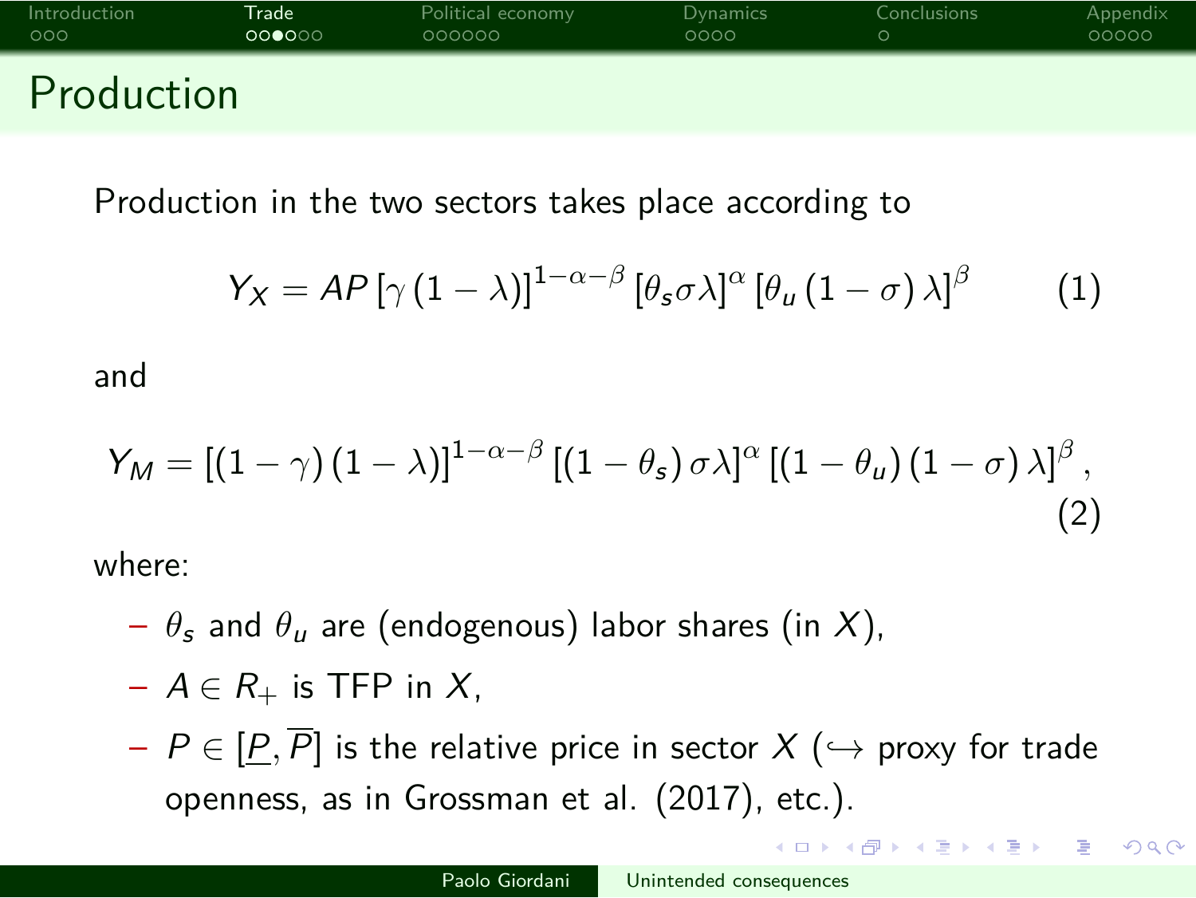# Production

Production in the two sectors takes place according to

$$Y_X = AP \left[\gamma \left(1-\lambda\right)\right]^{1-\alpha-\beta} \left[\theta_s \sigma \lambda\right]^{\alpha} \left[\theta_u \left(1-\sigma\right) \lambda\right]^{\beta} \qquad (1)$$

and

$$Y_M = \left[\left(1-\gamma\right) \left(1-\lambda\right)\right]^{1-\alpha-\beta} \left[\left(1-\theta_s\right) \sigma \lambda\right]^{\alpha} \left[\left(1-\theta_u\right) \left(1-\sigma\right) \lambda\right]^{\beta}, \qquad (2)$$

where:

- $\theta_s$ and $\theta_u$ are (endogenous) labor shares (in $X$),
- $A \in R_+$ is TFP in $X$,
- $P \in [\underline{P}, \overline{P}]$ is the relative price in sector $X$ ($\hookrightarrow$ proxy for trade openness, as in Grossman et al. (2017), etc.).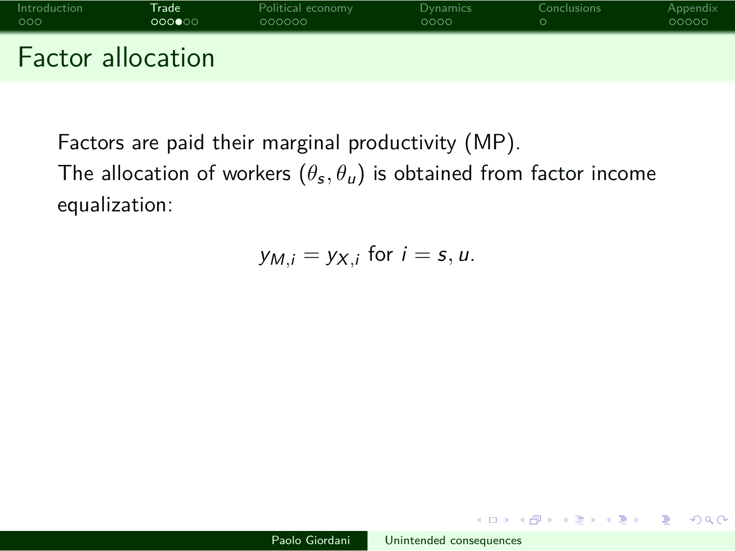# Factor allocation

Factors are paid their marginal productivity (MP).

The allocation of workers $(\theta_s, \theta_u)$ is obtained from factor income equalization:

$$y_{M,i} = y_{X,i} \text{ for } i = s, u.$$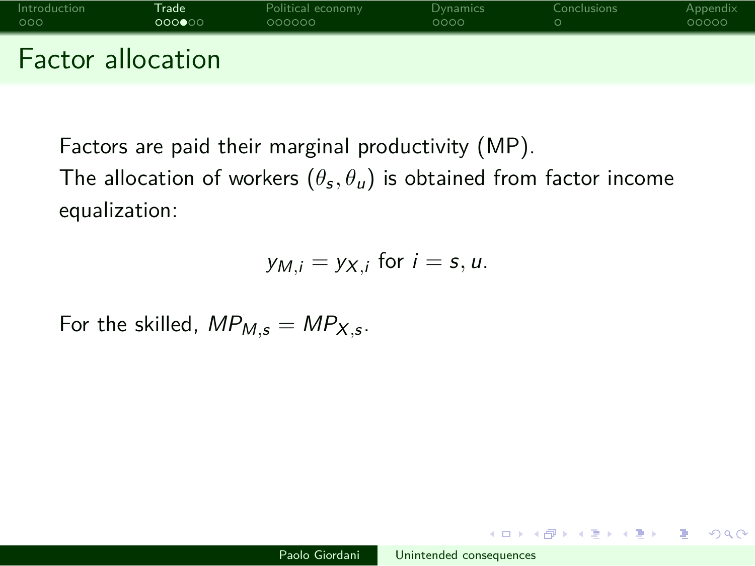# Factor allocation

Factors are paid their marginal productivity (MP).
The allocation of workers $(\theta_s, \theta_u)$ is obtained from factor income equalization:

$$y_{M,i} = y_{X,i} \text{ for } i = s, u.$$

For the skilled, $MP_{M,s} = MP_{X,s}$.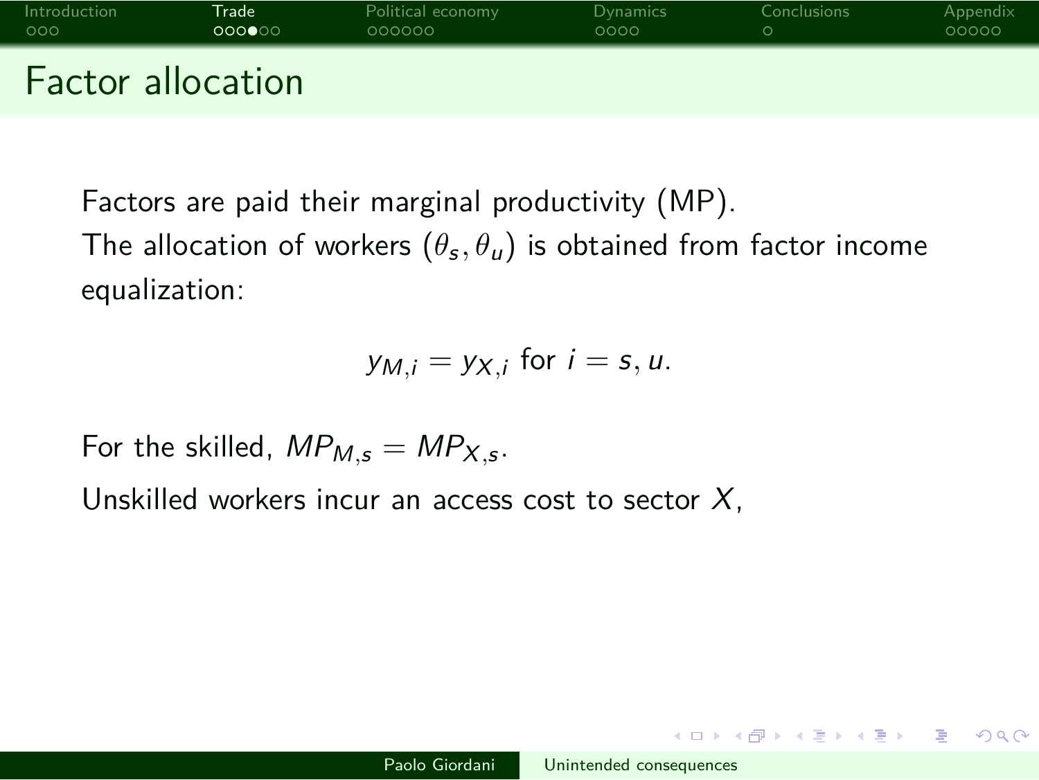# Factor allocation

Factors are paid their marginal productivity (MP).

The allocation of workers $(\theta_s, \theta_u)$ is obtained from factor income equalization:

$$y_{M,i} = y_{X,i} \text{ for } i = s, u.$$

For the skilled, $MP_{M,s} = MP_{X,s}$.

Unskilled workers incur an access cost to sector $X$,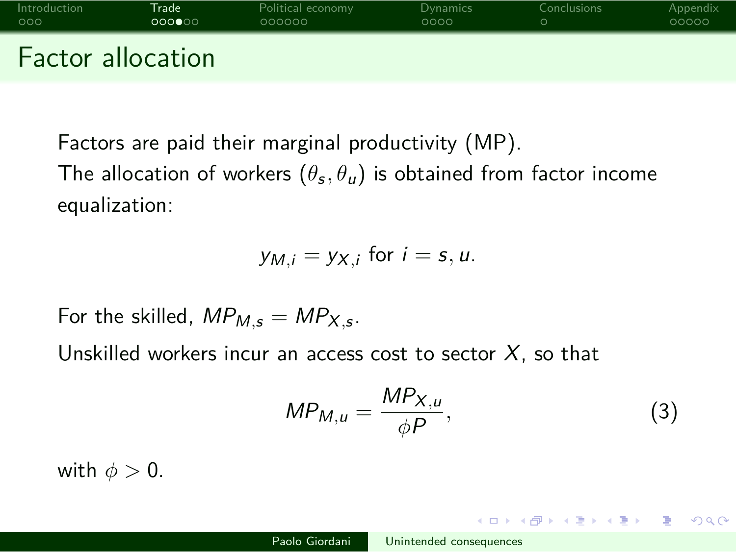# Factor allocation

Factors are paid their marginal productivity (MP).
The allocation of workers $(\theta_s, \theta_u)$ is obtained from factor income equalization:

$$y_{M,i} = y_{X,i} \text{ for } i = s, u.$$

For the skilled, $MP_{M,s} = MP_{X,s}$.
Unskilled workers incur an access cost to sector $X$, so that

$$MP_{M,u} = \frac{MP_{X,u}}{\phi P}, \tag{3}$$

with $\phi > 0$.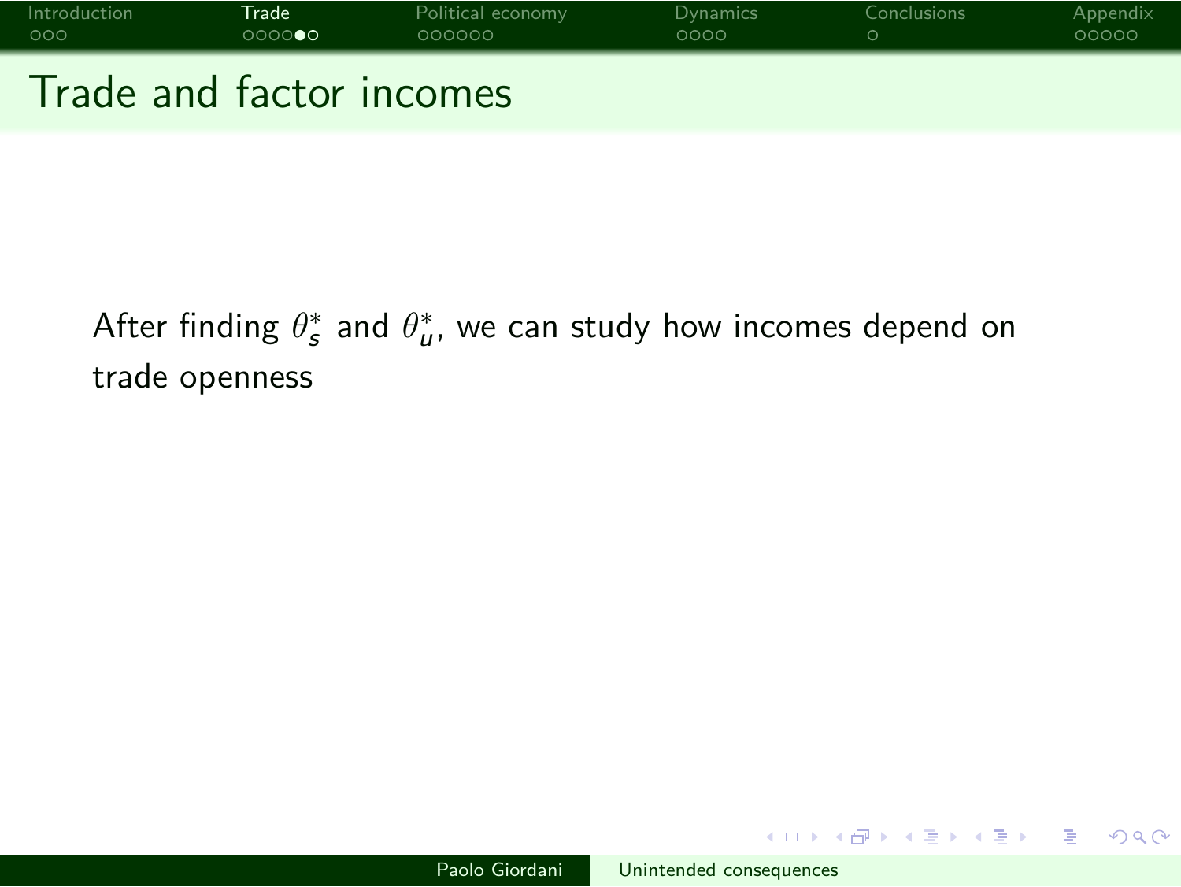# Trade and factor incomes

After finding $\theta_s^*$ and $\theta_u^*$, we can study how incomes depend on trade openness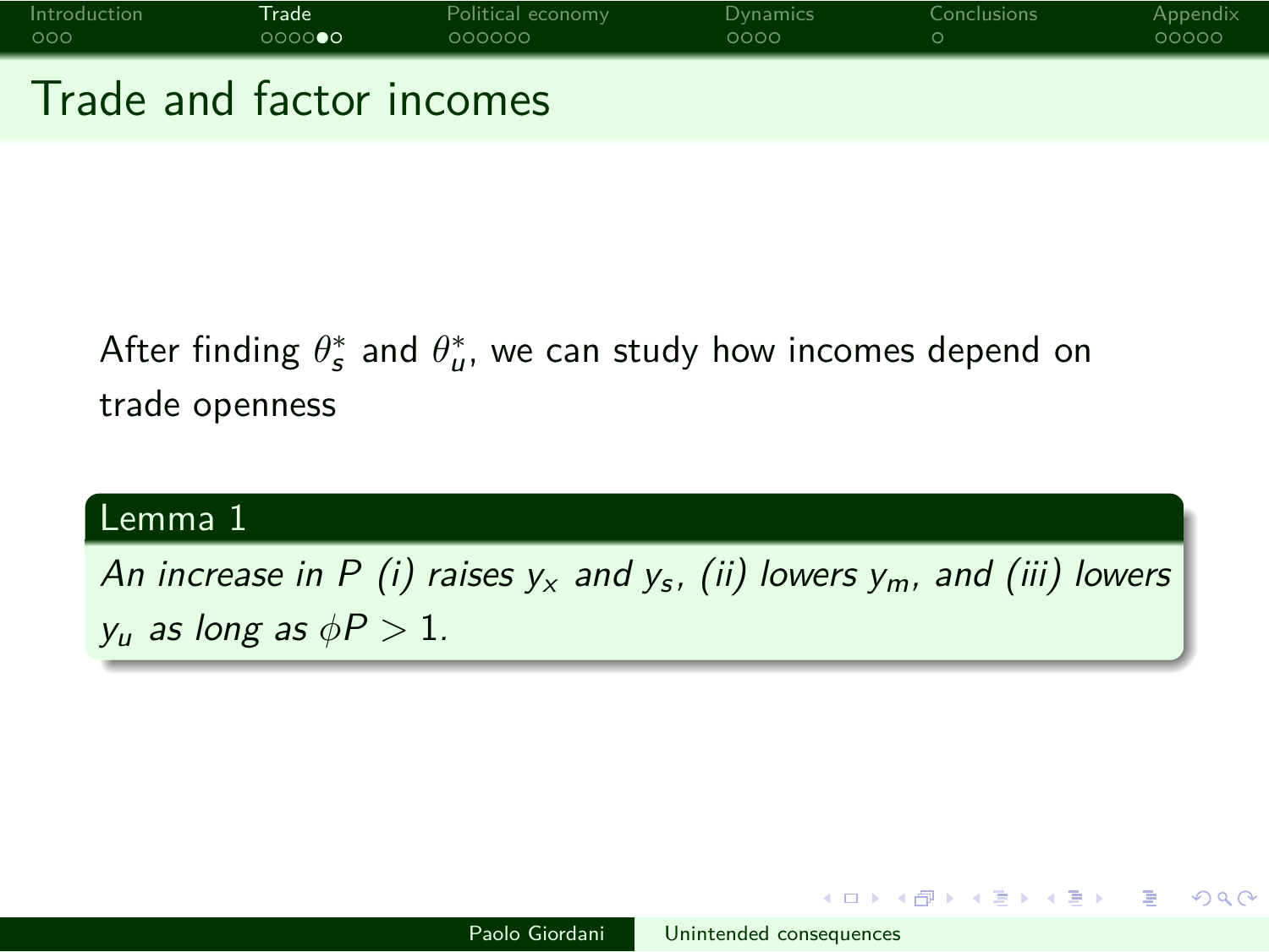## Trade and factor incomes

After finding $\theta_s^*$ and $\theta_u^*$, we can study how incomes depend on trade openness

**Lemma 1**

*An increase in $P$ (i) raises $y_x$ and $y_s$, (ii) lowers $y_m$, and (iii) lowers $y_u$ as long as $\phi P > 1$.*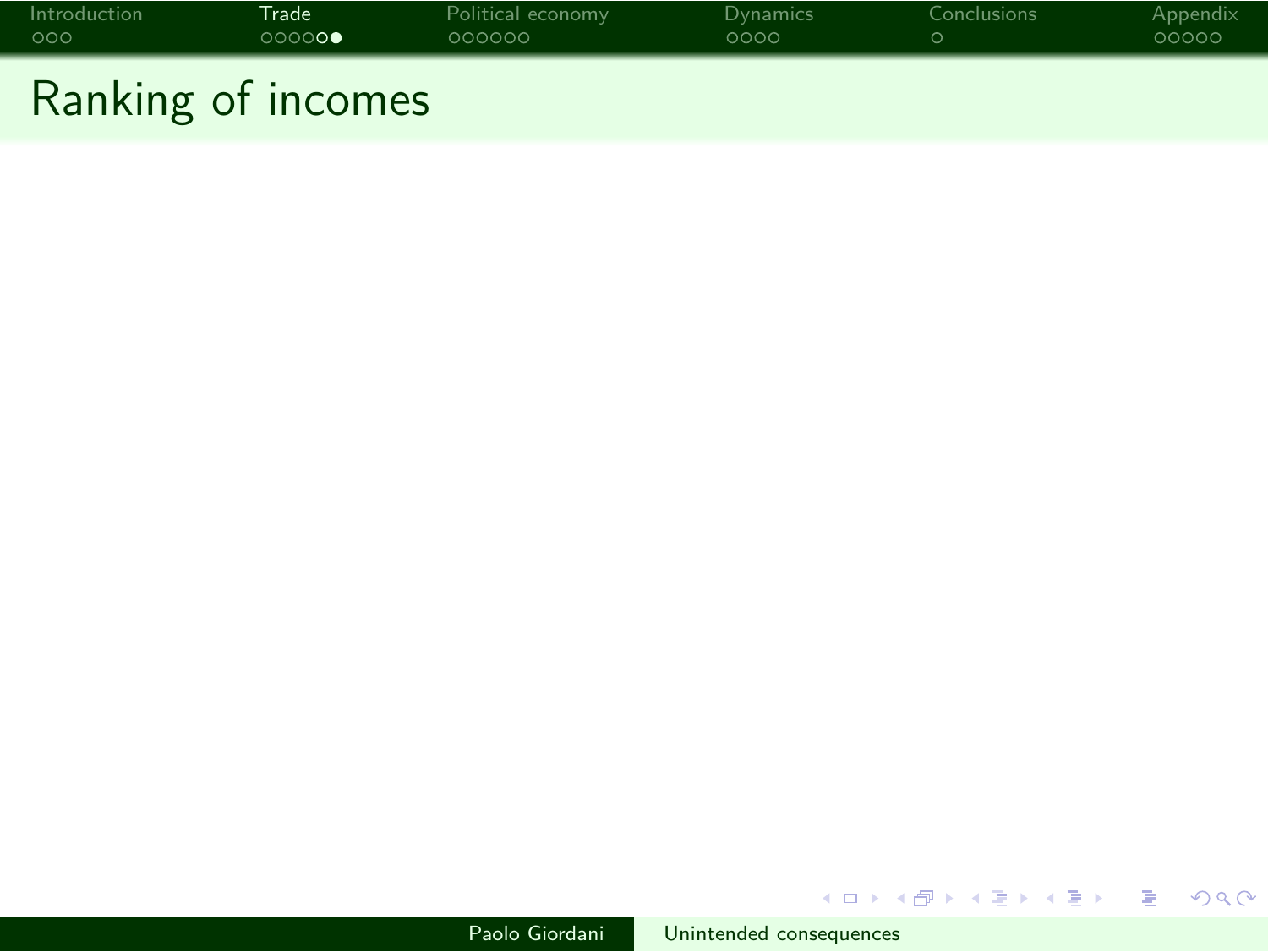# Ranking of incomes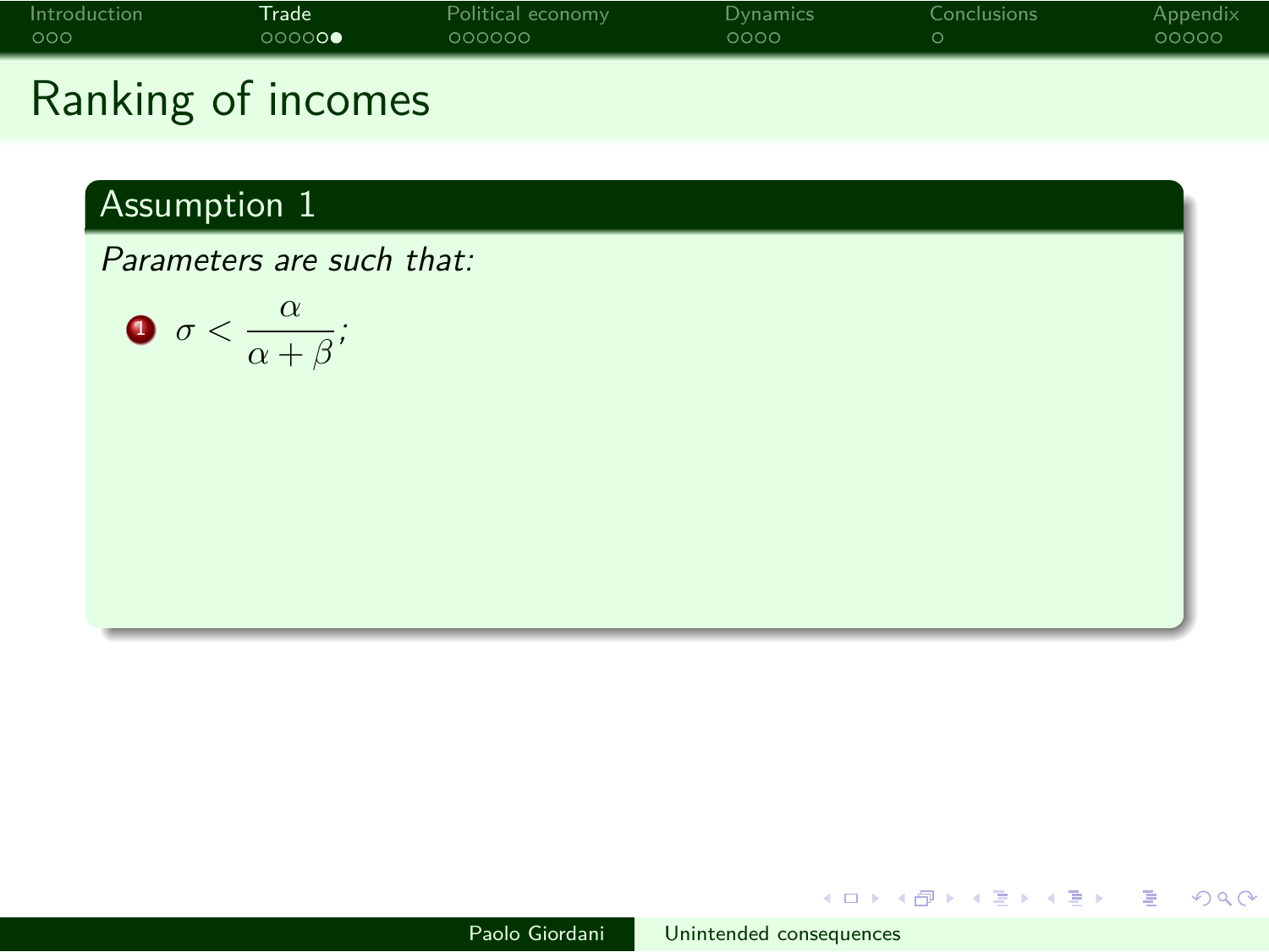# Ranking of incomes

## Assumption 1

*Parameters are such that:*

1. $\sigma < \dfrac{\alpha}{\alpha + \beta}$;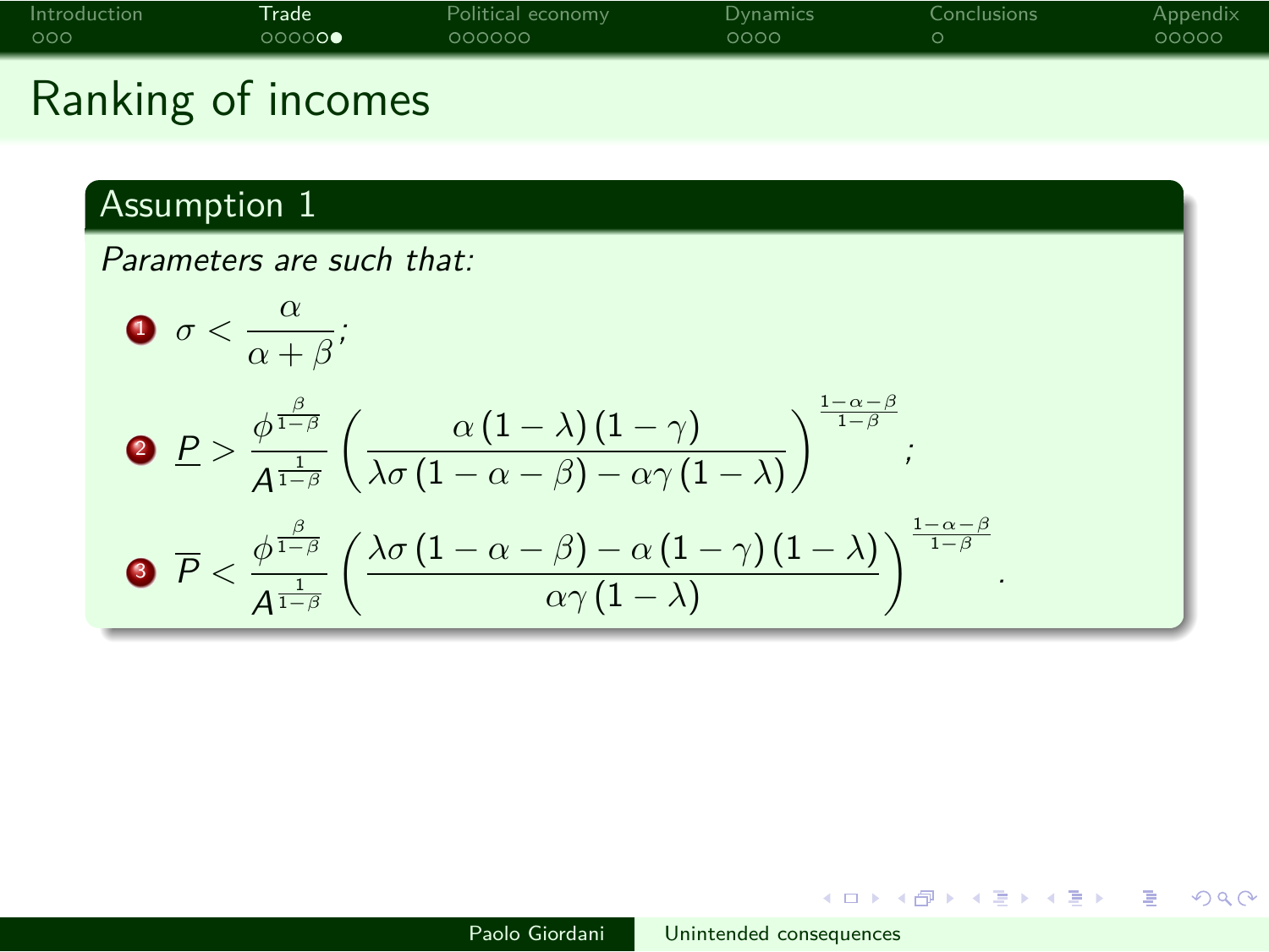# Ranking of incomes

**Assumption 1**

*Parameters are such that:*

1. $\sigma < \dfrac{\alpha}{\alpha + \beta}$;
2. $\underline{P} > \dfrac{\phi^{\frac{\beta}{1-\beta}}}{A^{\frac{1}{1-\beta}}} \left( \dfrac{\alpha (1-\lambda)(1-\gamma)}{\lambda \sigma (1-\alpha-\beta) - \alpha \gamma (1-\lambda)} \right)^{\frac{1-\alpha-\beta}{1-\beta}}$;
3. $\overline{P} < \dfrac{\phi^{\frac{\beta}{1-\beta}}}{A^{\frac{1}{1-\beta}}} \left( \dfrac{\lambda \sigma (1-\alpha-\beta) - \alpha (1-\gamma)(1-\lambda)}{\alpha \gamma (1-\lambda)} \right)^{\frac{1-\alpha-\beta}{1-\beta}}$.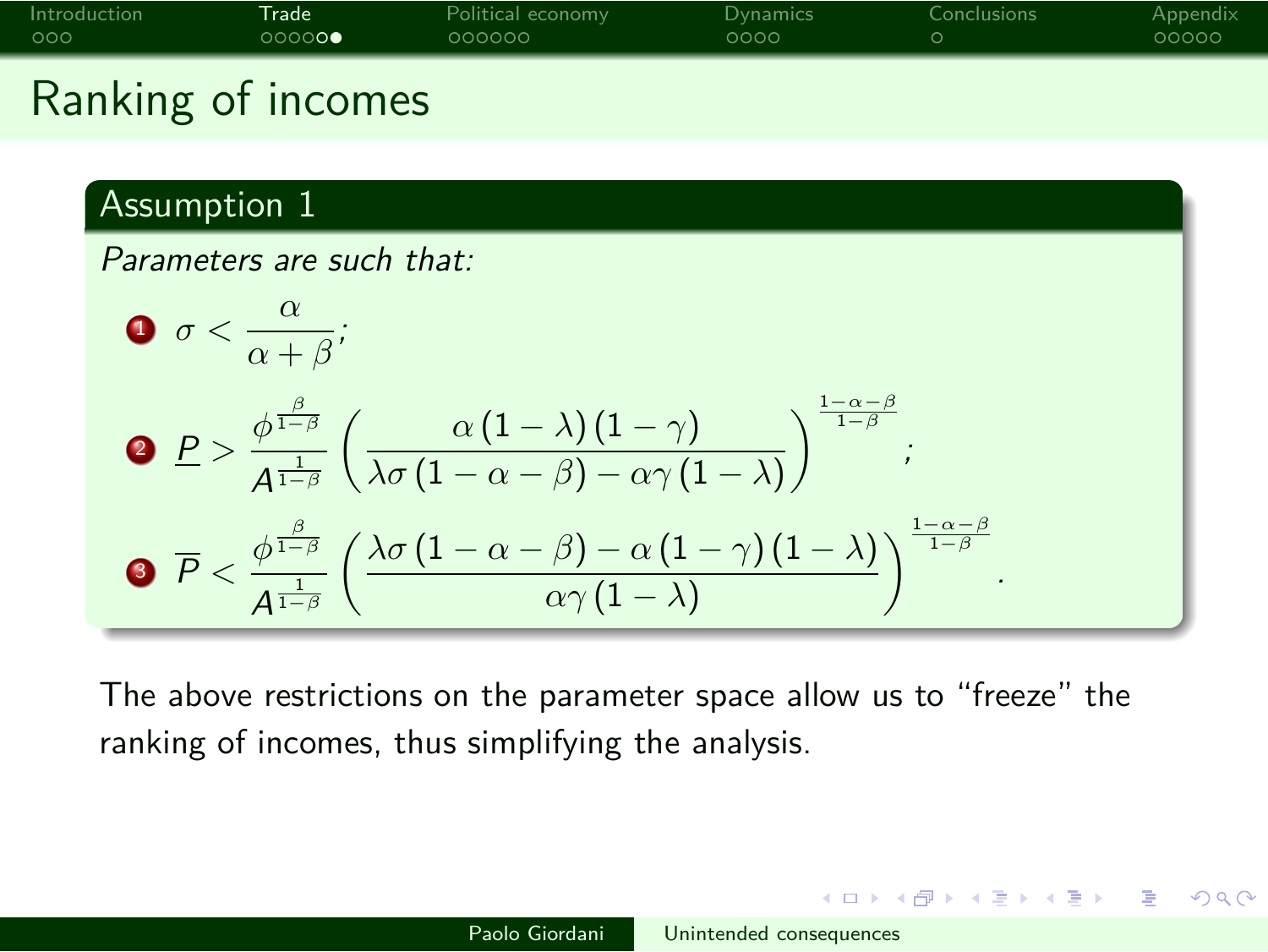# Ranking of incomes

**Assumption 1**

*Parameters are such that:*

1. $\sigma < \dfrac{\alpha}{\alpha + \beta}$;
2. $\underline{P} > \dfrac{\phi^{\frac{\beta}{1-\beta}}}{A^{\frac{1}{1-\beta}}} \left( \dfrac{\alpha (1-\lambda)(1-\gamma)}{\lambda \sigma (1-\alpha-\beta) - \alpha \gamma (1-\lambda)} \right)^{\frac{1-\alpha-\beta}{1-\beta}}$;
3. $\overline{P} < \dfrac{\phi^{\frac{\beta}{1-\beta}}}{A^{\frac{1}{1-\beta}}} \left( \dfrac{\lambda \sigma (1-\alpha-\beta) - \alpha (1-\gamma)(1-\lambda)}{\alpha \gamma (1-\lambda)} \right)^{\frac{1-\alpha-\beta}{1-\beta}}$.

The above restrictions on the parameter space allow us to "freeze" the ranking of incomes, thus simplifying the analysis.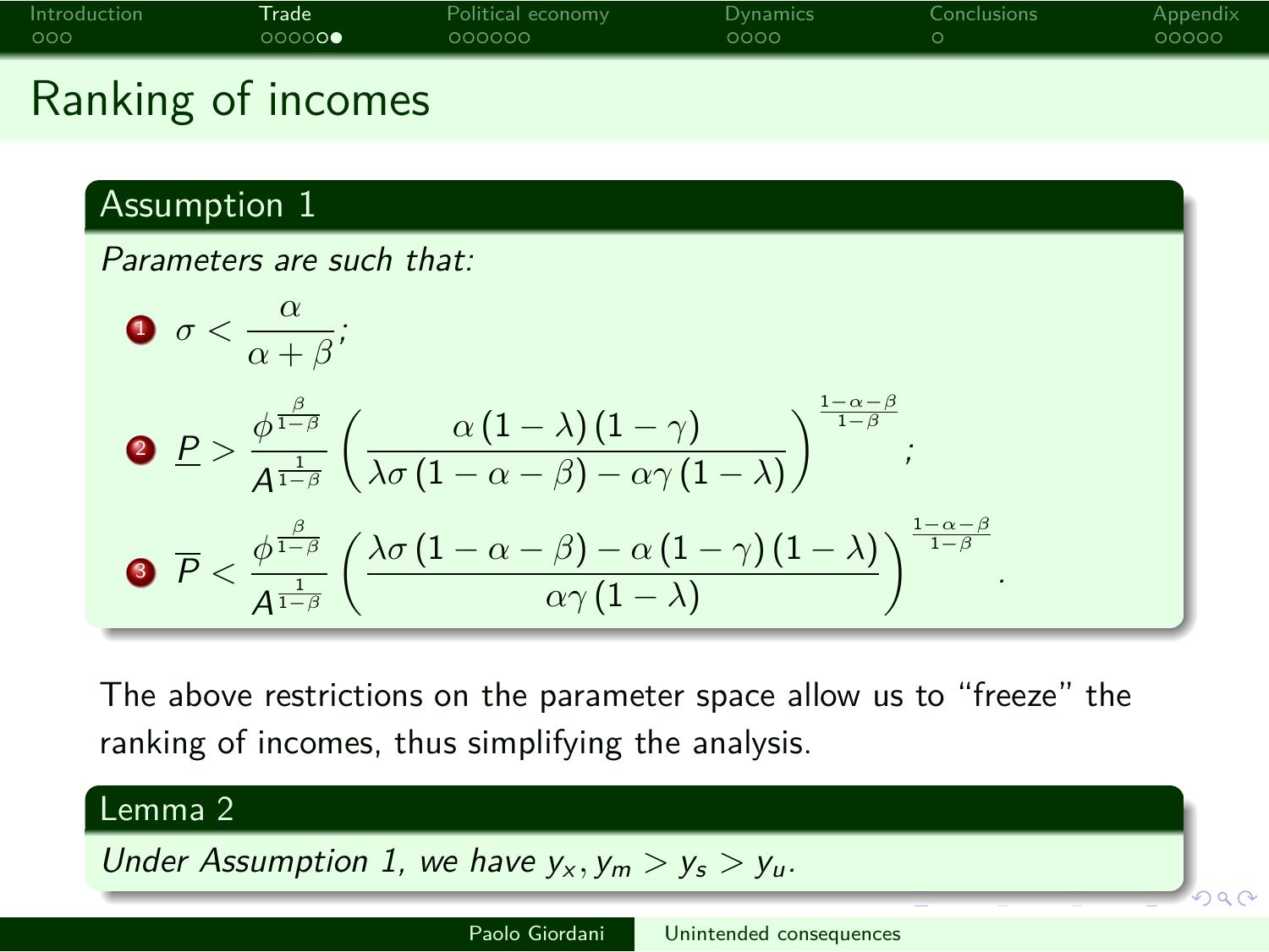# Ranking of incomes

**Assumption 1**

*Parameters are such that:*

1. $\sigma < \dfrac{\alpha}{\alpha + \beta}$;
2. $\underline{P} > \dfrac{\phi^{\frac{\beta}{1-\beta}}}{A^{\frac{1}{1-\beta}}} \left( \dfrac{\alpha (1-\lambda)(1-\gamma)}{\lambda \sigma (1-\alpha-\beta) - \alpha \gamma (1-\lambda)} \right)^{\frac{1-\alpha-\beta}{1-\beta}}$;
3. $\overline{P} < \dfrac{\phi^{\frac{\beta}{1-\beta}}}{A^{\frac{1}{1-\beta}}} \left( \dfrac{\lambda \sigma (1-\alpha-\beta) - \alpha (1-\gamma)(1-\lambda)}{\alpha \gamma (1-\lambda)} \right)^{\frac{1-\alpha-\beta}{1-\beta}}$.

The above restrictions on the parameter space allow us to "freeze" the ranking of incomes, thus simplifying the analysis.

**Lemma 2**

*Under Assumption 1, we have $y_x, y_m > y_s > y_u$.*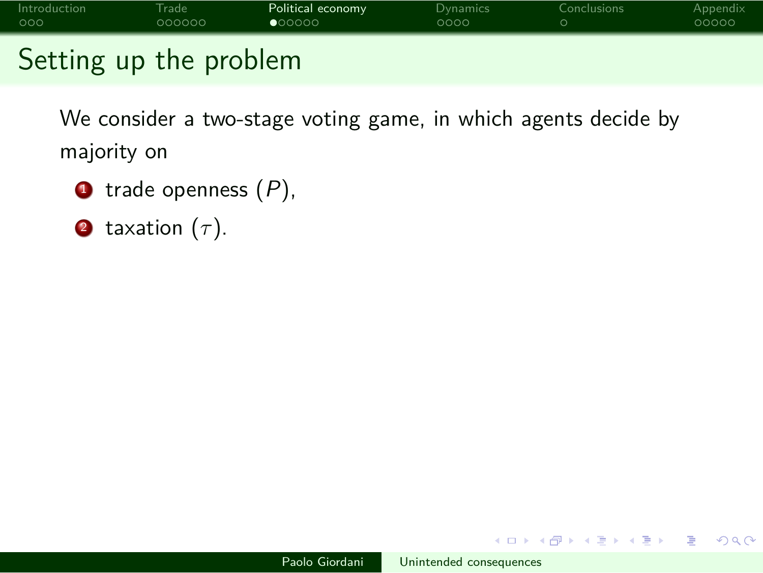# Setting up the problem

We consider a two-stage voting game, in which agents decide by majority on

1. trade openness ($P$),
2. taxation ($\tau$).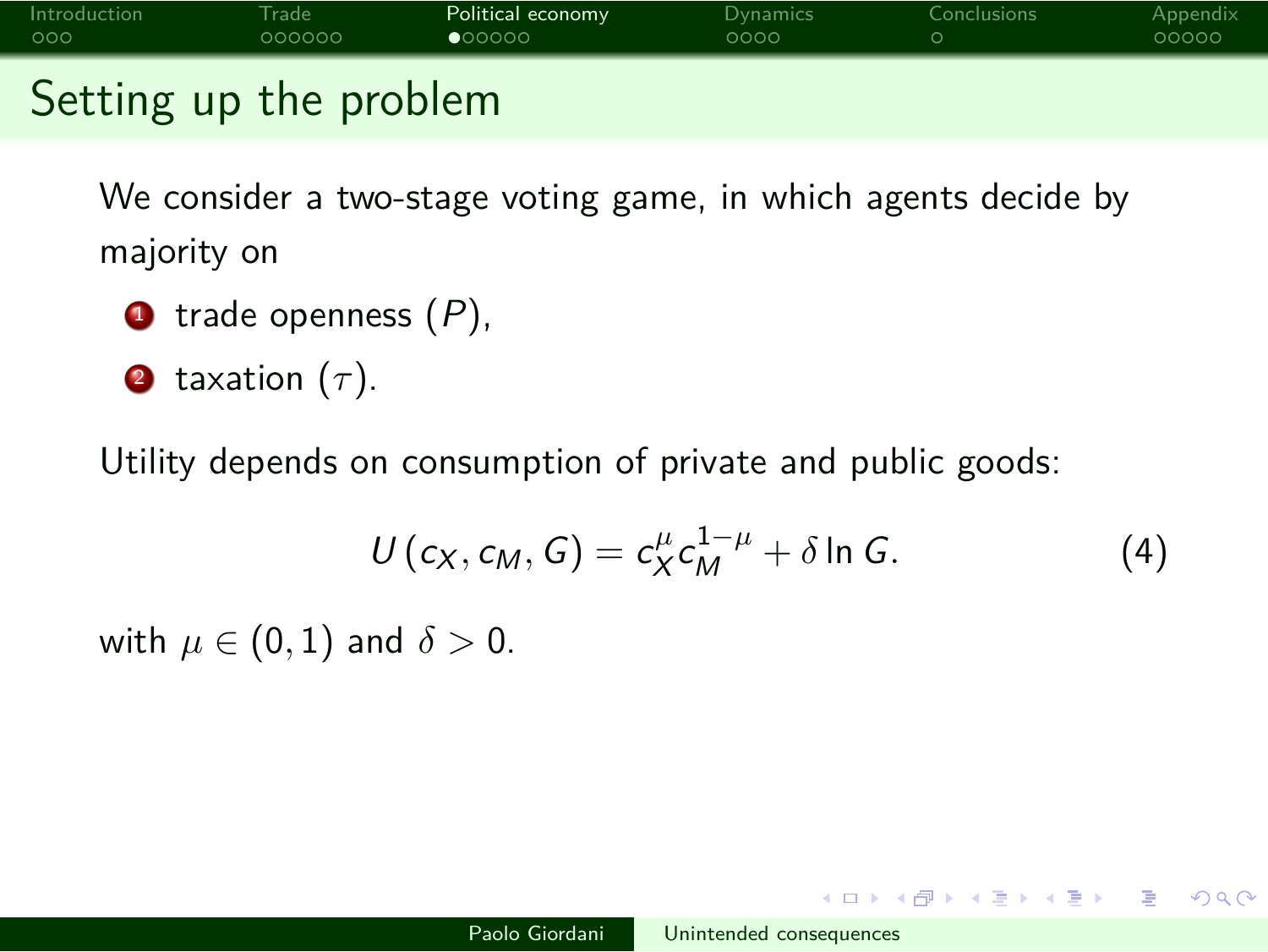## Setting up the problem

We consider a two-stage voting game, in which agents decide by majority on

1. trade openness ($P$),
2. taxation ($\tau$).

Utility depends on consumption of private and public goods:

$$U(c_X, c_M, G) = c_X^{\mu} c_M^{1-\mu} + \delta \ln G. \tag{4}$$

with $\mu \in (0,1)$ and $\delta > 0$.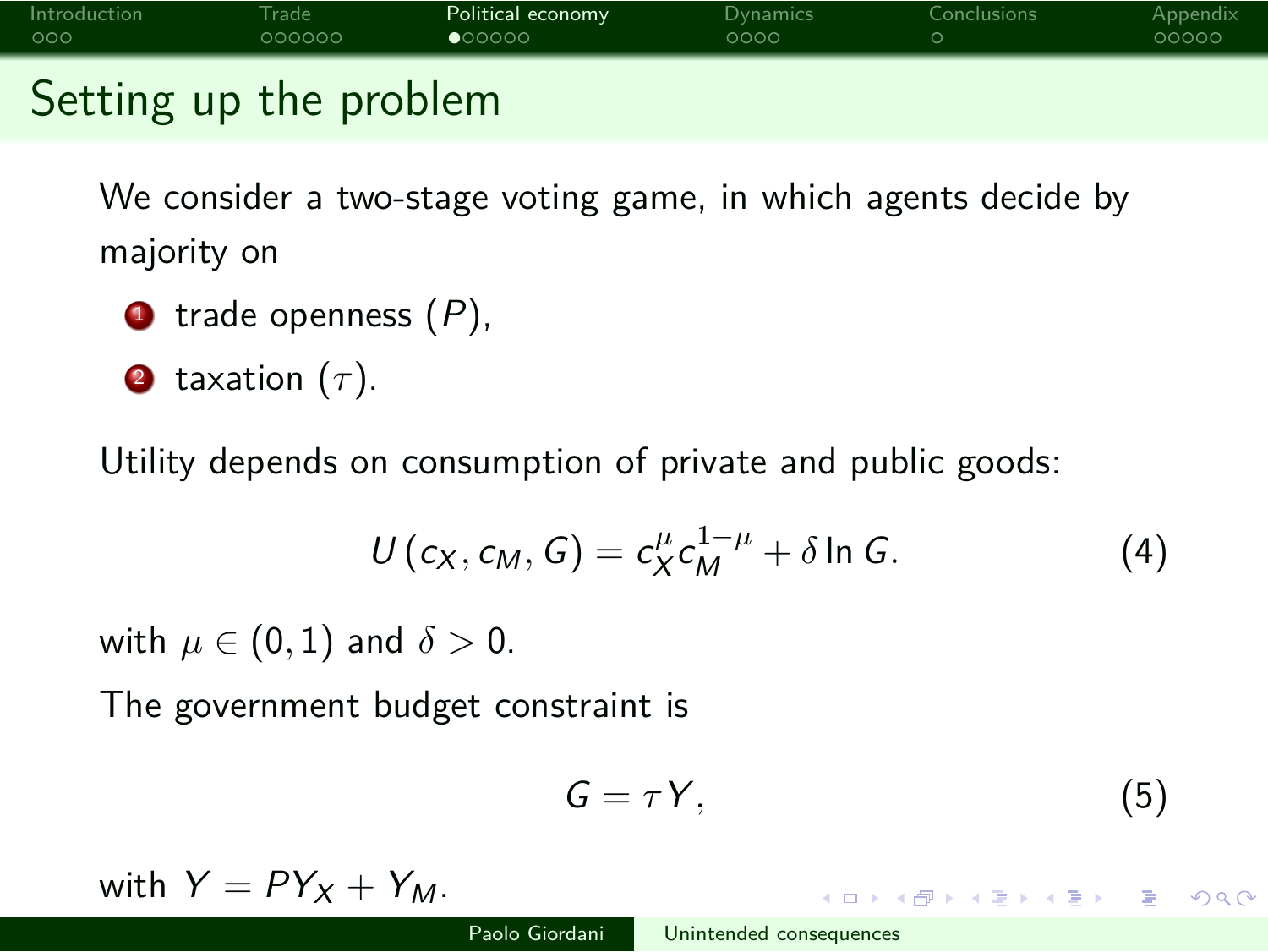# Setting up the problem

We consider a two-stage voting game, in which agents decide by majority on

1. trade openness ($P$),
2. taxation ($\tau$).

Utility depends on consumption of private and public goods:

$$U(c_X, c_M, G) = c_X^{\mu} c_M^{1-\mu} + \delta \ln G. \tag{4}$$

with $\mu \in (0, 1)$ and $\delta > 0$.

The government budget constraint is

$$G = \tau Y, \tag{5}$$

with $Y = PY_X + Y_M$.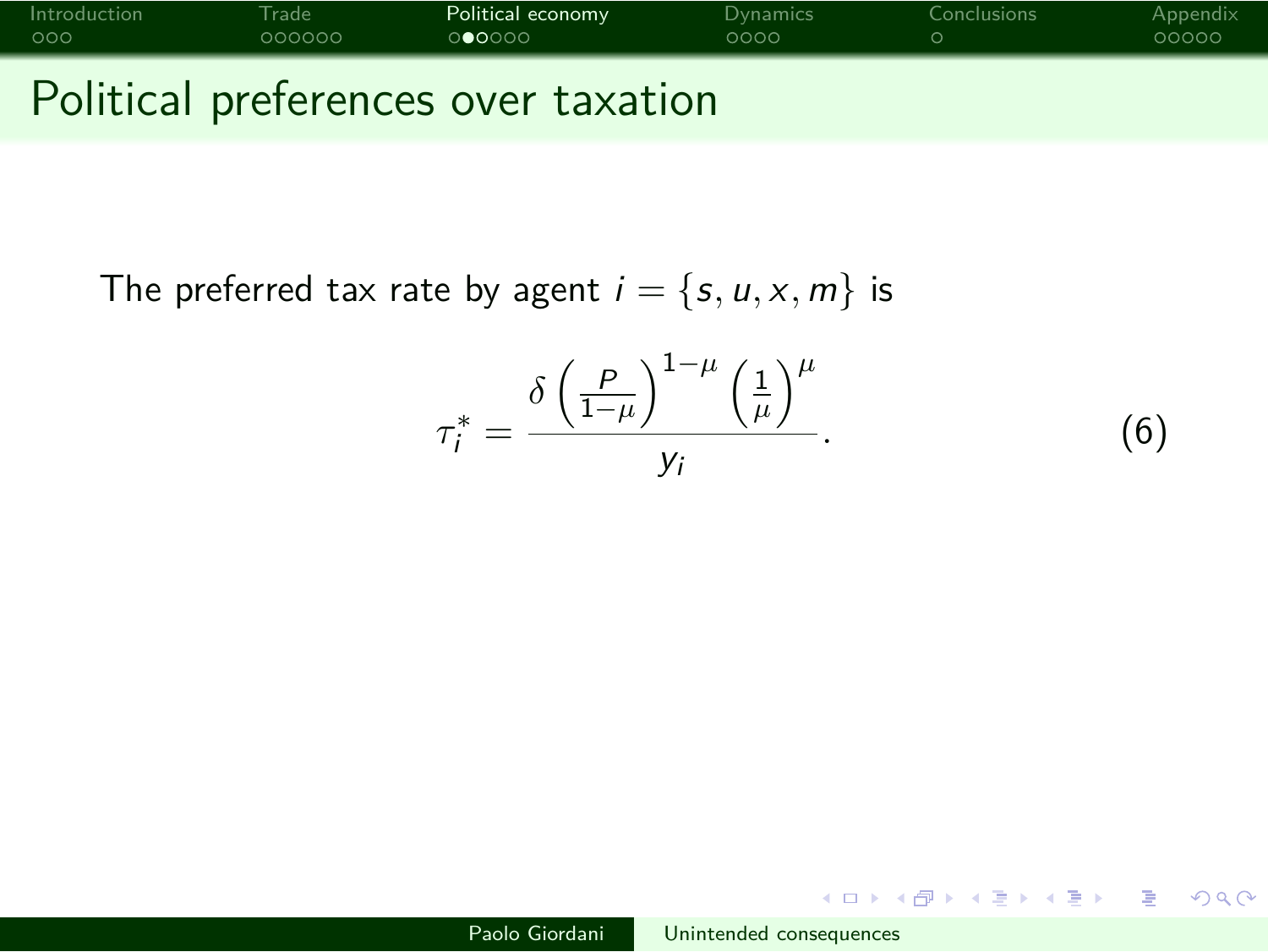# Political preferences over taxation

The preferred tax rate by agent $i = \{s, u, x, m\}$ is

$$\tau_i^* = \frac{\delta \left(\frac{P}{1-\mu}\right)^{1-\mu} \left(\frac{1}{\mu}\right)^{\mu}}{y_i}. \tag{6}$$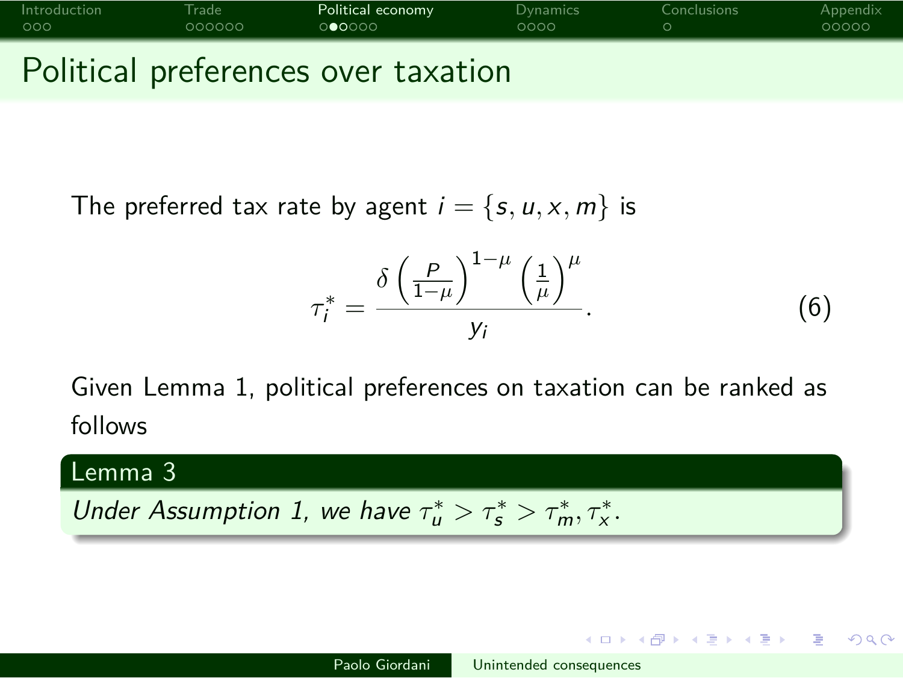# Political preferences over taxation

The preferred tax rate by agent $i = \{s, u, x, m\}$ is

$$\tau_i^* = \frac{\delta \left(\frac{P}{1-\mu}\right)^{1-\mu} \left(\frac{1}{\mu}\right)^{\mu}}{y_i}. \tag{6}$$

Given Lemma 1, political preferences on taxation can be ranked as follows

**Lemma 3**

*Under Assumption 1, we have* $\tau_u^* > \tau_s^* > \tau_m^*, \tau_x^*$.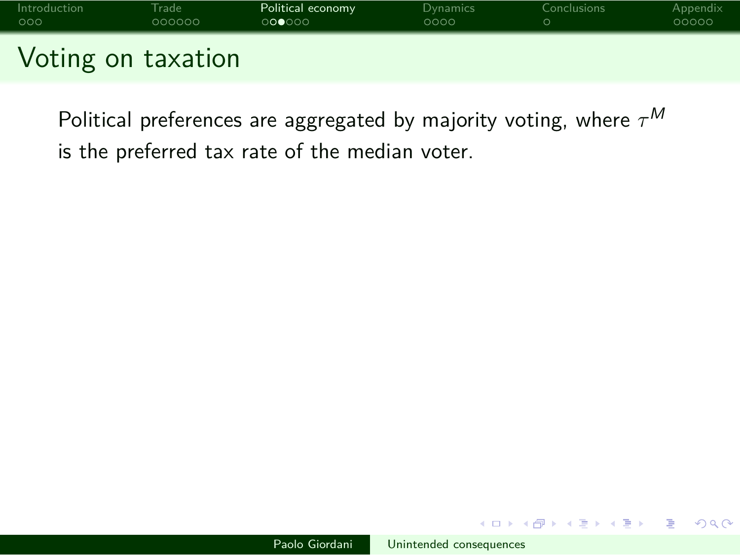# Voting on taxation

Political preferences are aggregated by majority voting, where $\tau^M$ is the preferred tax rate of the median voter.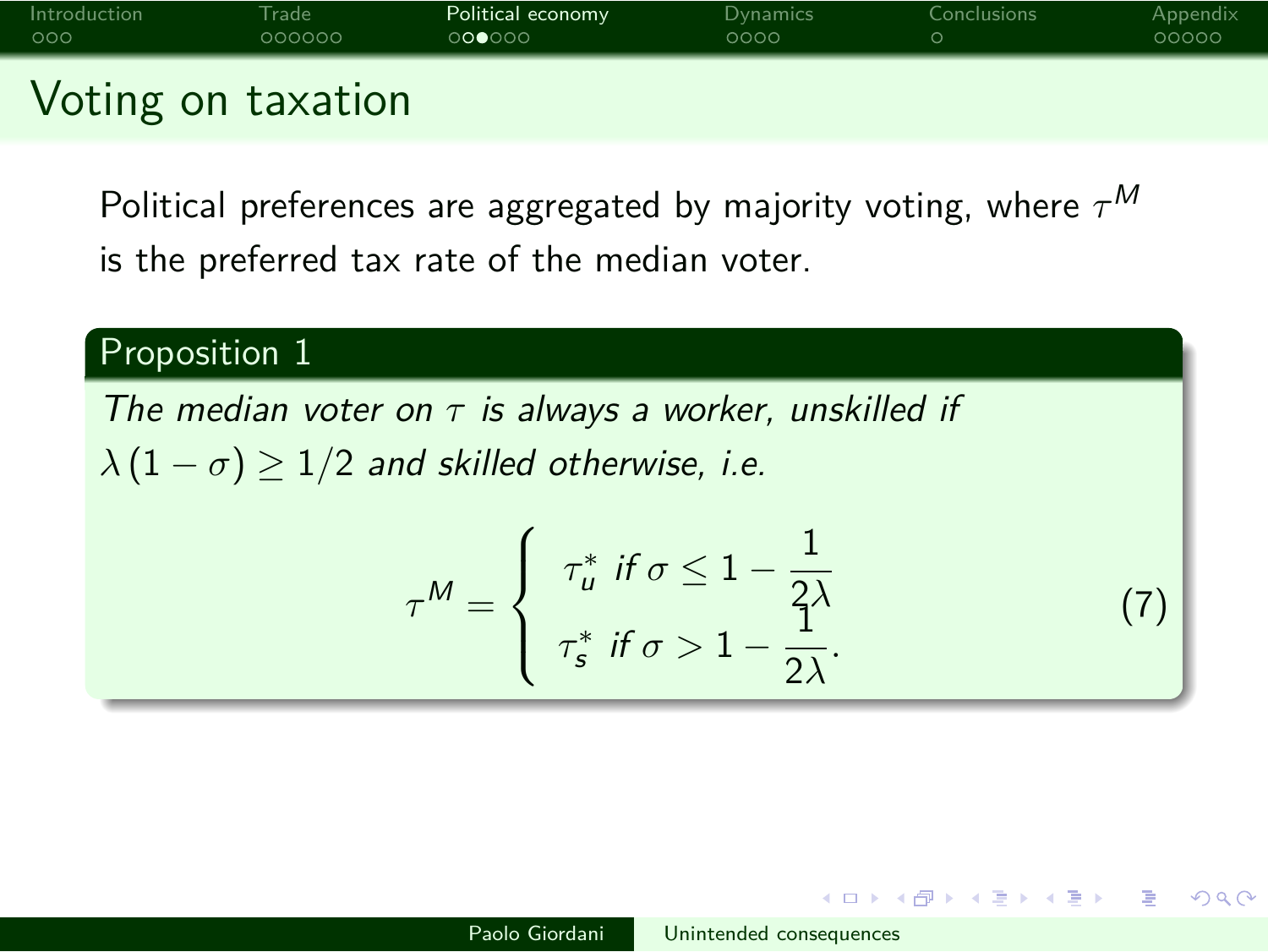# Voting on taxation

Political preferences are aggregated by majority voting, where $\tau^M$ is the preferred tax rate of the median voter.

**Proposition 1**

*The median voter on $\tau$ is always a worker, unskilled if $\lambda(1-\sigma) \geq 1/2$ and skilled otherwise, i.e.*

$$\tau^M = \begin{cases} \tau_u^* \text{ if } \sigma \leq 1 - \dfrac{1}{2\lambda} \\ \tau_s^* \text{ if } \sigma > 1 - \dfrac{1}{2\lambda}. \end{cases} \tag{7}$$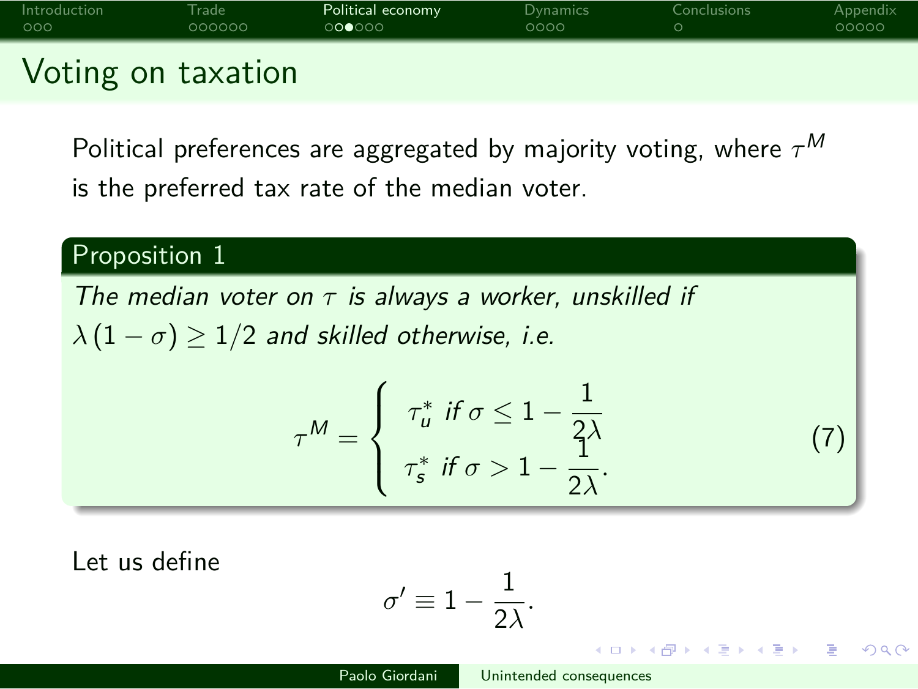# Voting on taxation

Political preferences are aggregated by majority voting, where $\tau^M$ is the preferred tax rate of the median voter.

**Proposition 1**

*The median voter on $\tau$ is always a worker, unskilled if $\lambda(1-\sigma) \geq 1/2$ and skilled otherwise, i.e.*

$$\tau^M = \begin{cases} \tau_u^* \text{ if } \sigma \leq 1 - \dfrac{1}{2\lambda} \\ \tau_s^* \text{ if } \sigma > 1 - \dfrac{1}{2\lambda}. \end{cases} \tag{7}$$

Let us define

$$\sigma' \equiv 1 - \frac{1}{2\lambda}.$$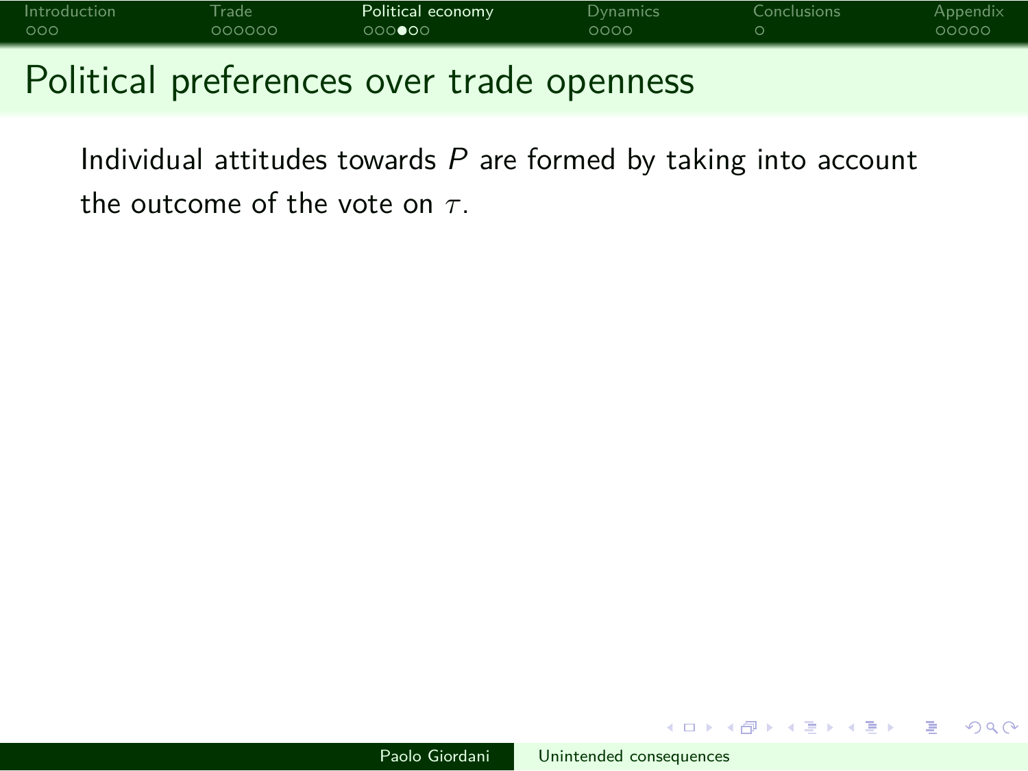# Political preferences over trade openness

Individual attitudes towards $P$ are formed by taking into account the outcome of the vote on $\tau$.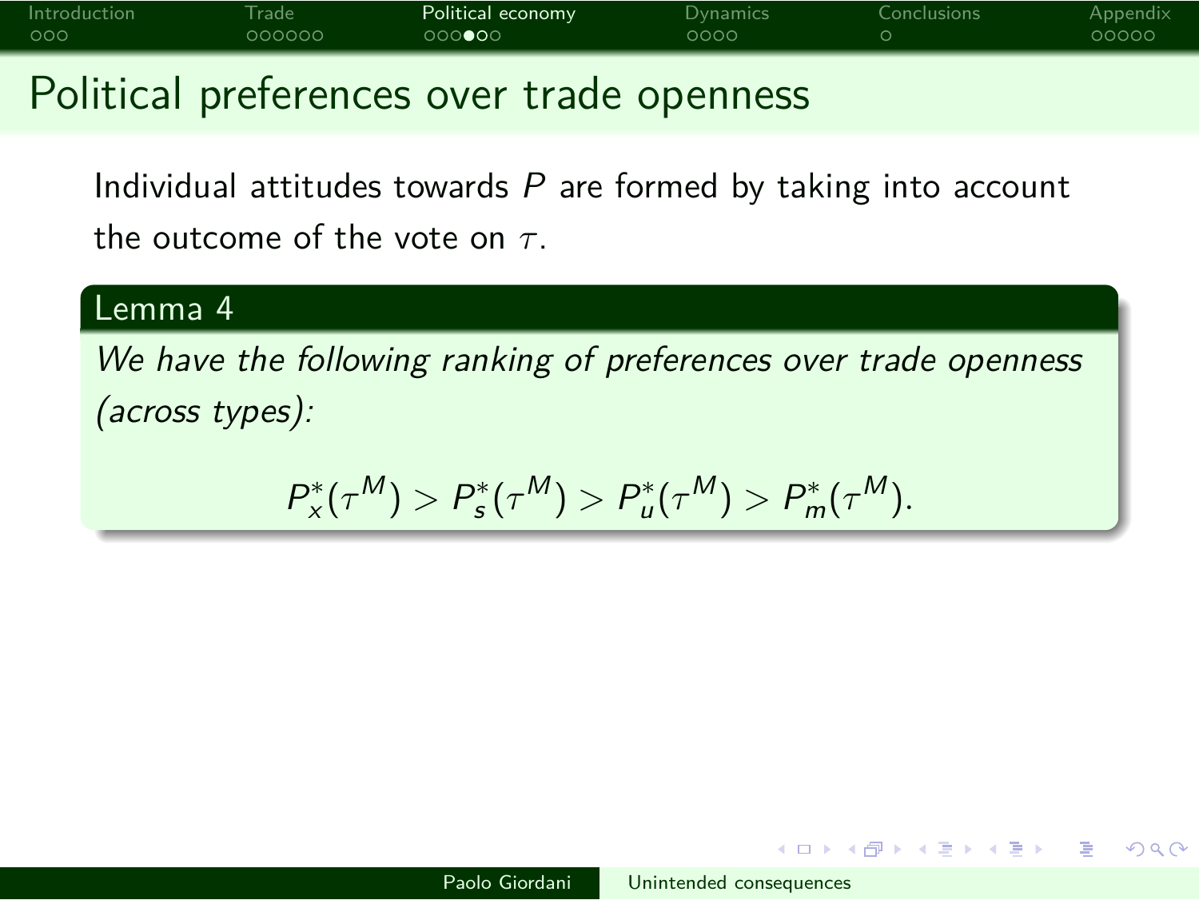# Political preferences over trade openness

Individual attitudes towards $P$ are formed by taking into account the outcome of the vote on $\tau$.

**Lemma 4**

*We have the following ranking of preferences over trade openness (across types):*

$$P_x^*(\tau^M) > P_s^*(\tau^M) > P_u^*(\tau^M) > P_m^*(\tau^M).$$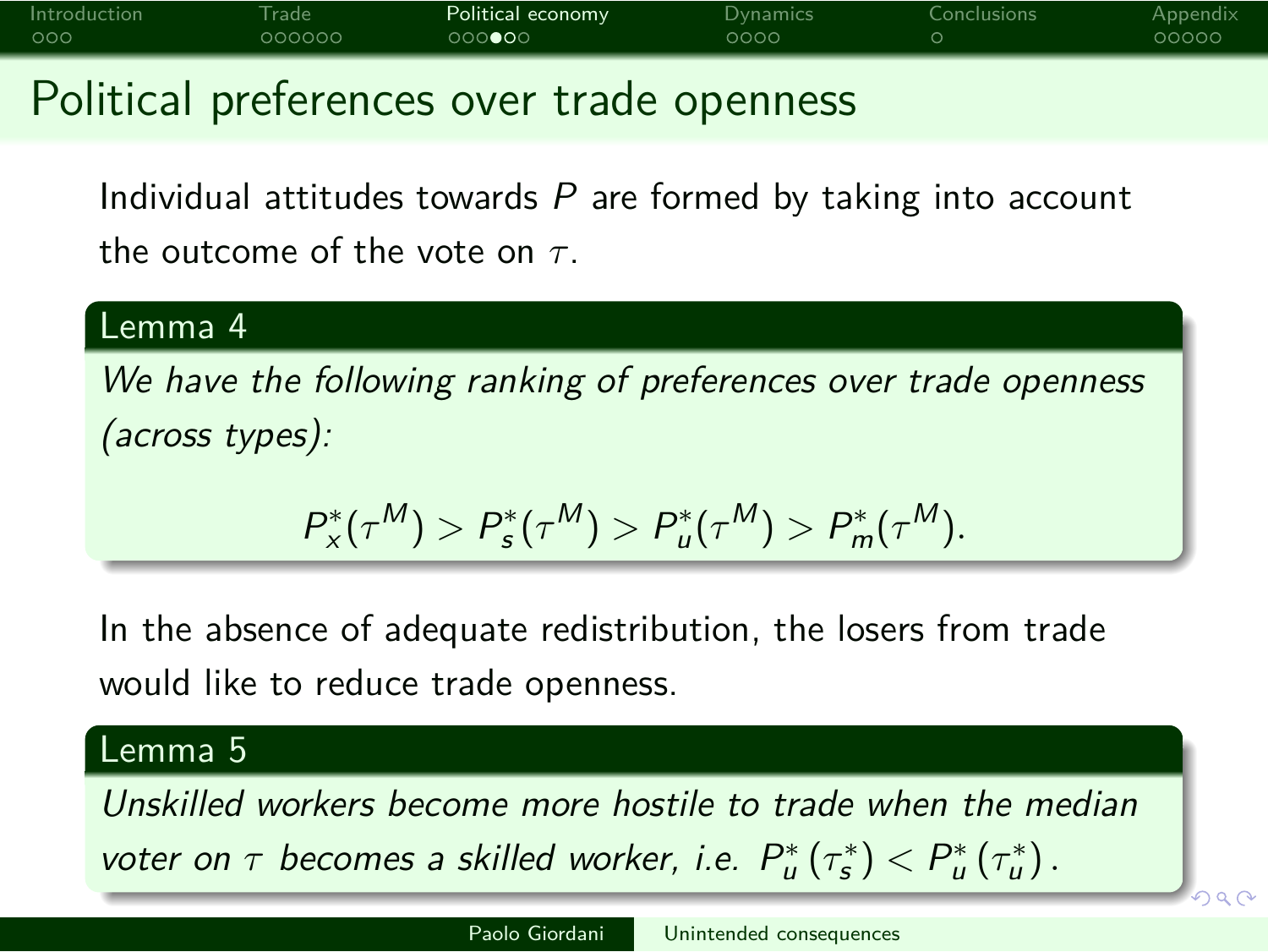# Political preferences over trade openness

Individual attitudes towards $P$ are formed by taking into account the outcome of the vote on $\tau$.

**Lemma 4**

*We have the following ranking of preferences over trade openness (across types):*

$$P_x^*(\tau^M) > P_s^*(\tau^M) > P_u^*(\tau^M) > P_m^*(\tau^M).$$

In the absence of adequate redistribution, the losers from trade would like to reduce trade openness.

**Lemma 5**

*Unskilled workers become more hostile to trade when the median voter on $\tau$ becomes a skilled worker, i.e. $P_u^*\left(\tau_s^*\right) < P_u^*\left(\tau_u^*\right)$.*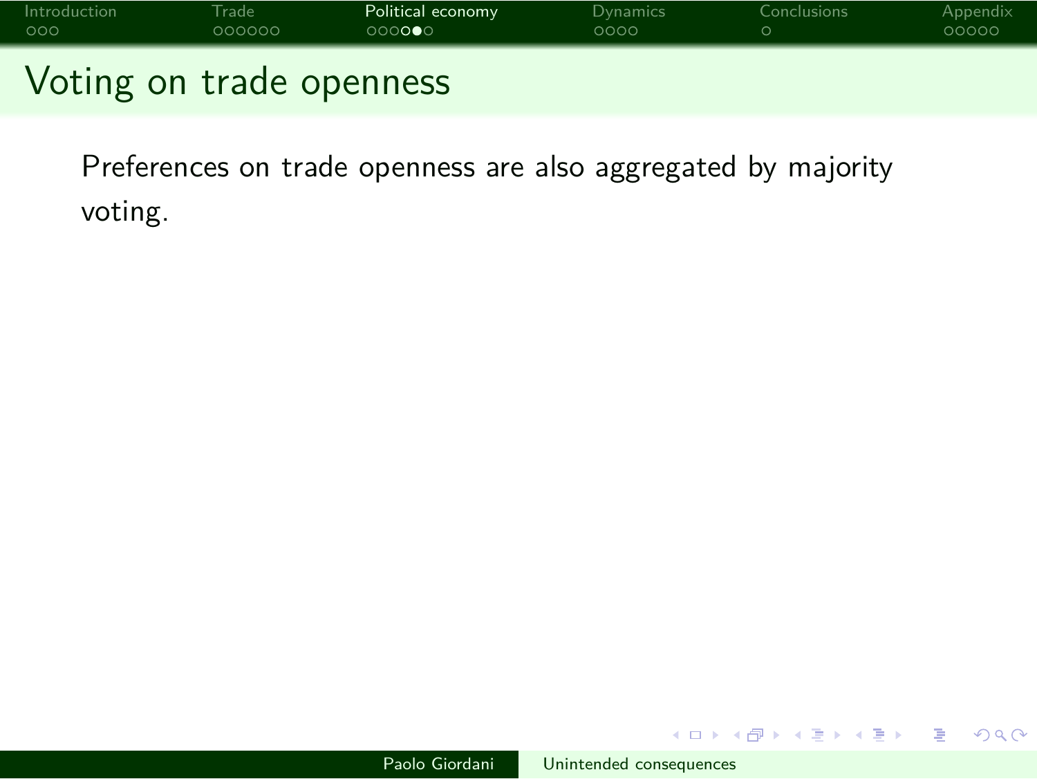# Voting on trade openness

Preferences on trade openness are also aggregated by majority voting.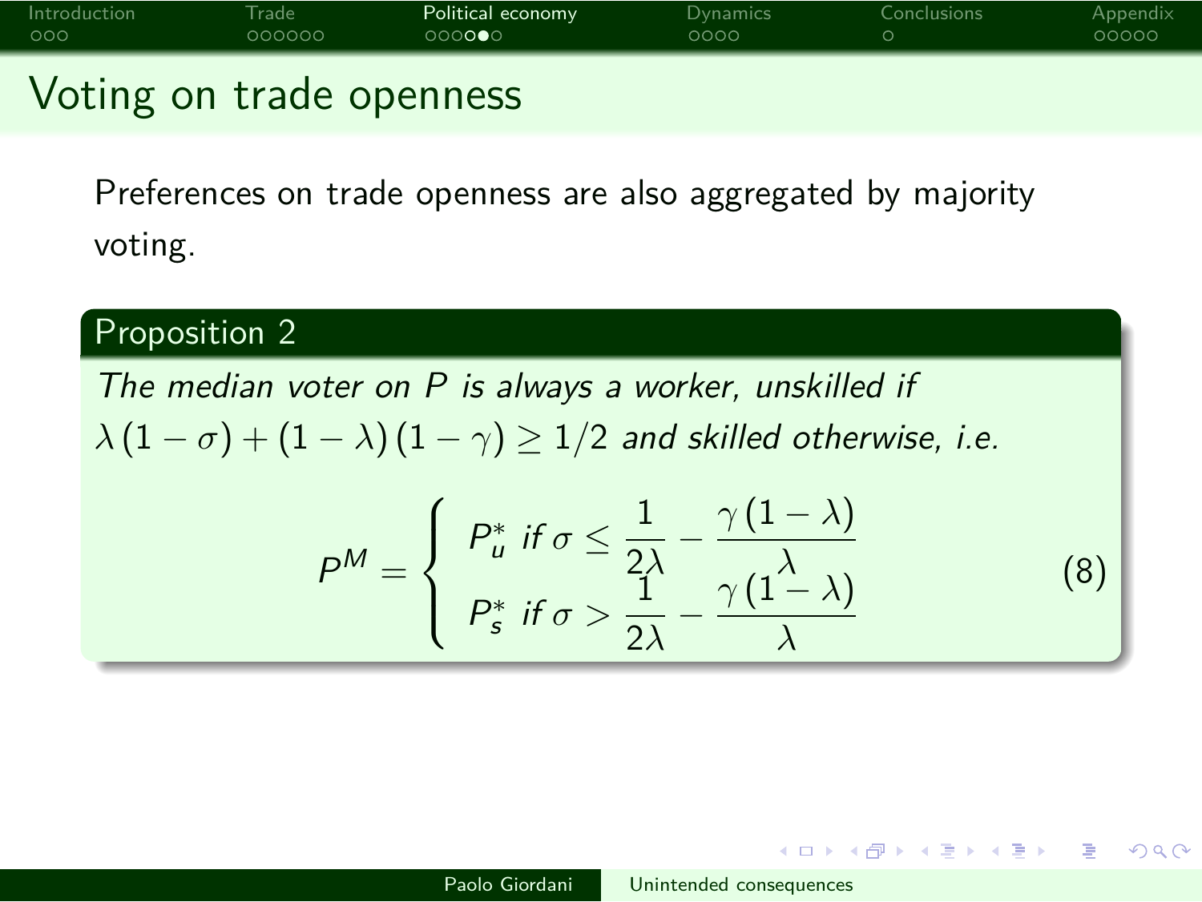## Voting on trade openness

Preferences on trade openness are also aggregated by majority voting.

**Proposition 2**

*The median voter on $P$ is always a worker, unskilled if $\lambda(1-\sigma)+(1-\lambda)(1-\gamma)\geq 1/2$ and skilled otherwise, i.e.*

$$P^M = \begin{cases} P_u^* \text{ if } \sigma \leq \dfrac{1}{2\lambda} - \dfrac{\gamma(1-\lambda)}{\lambda} \\ P_s^* \text{ if } \sigma > \dfrac{1}{2\lambda} - \dfrac{\gamma(1-\lambda)}{\lambda} \end{cases} \tag{8}$$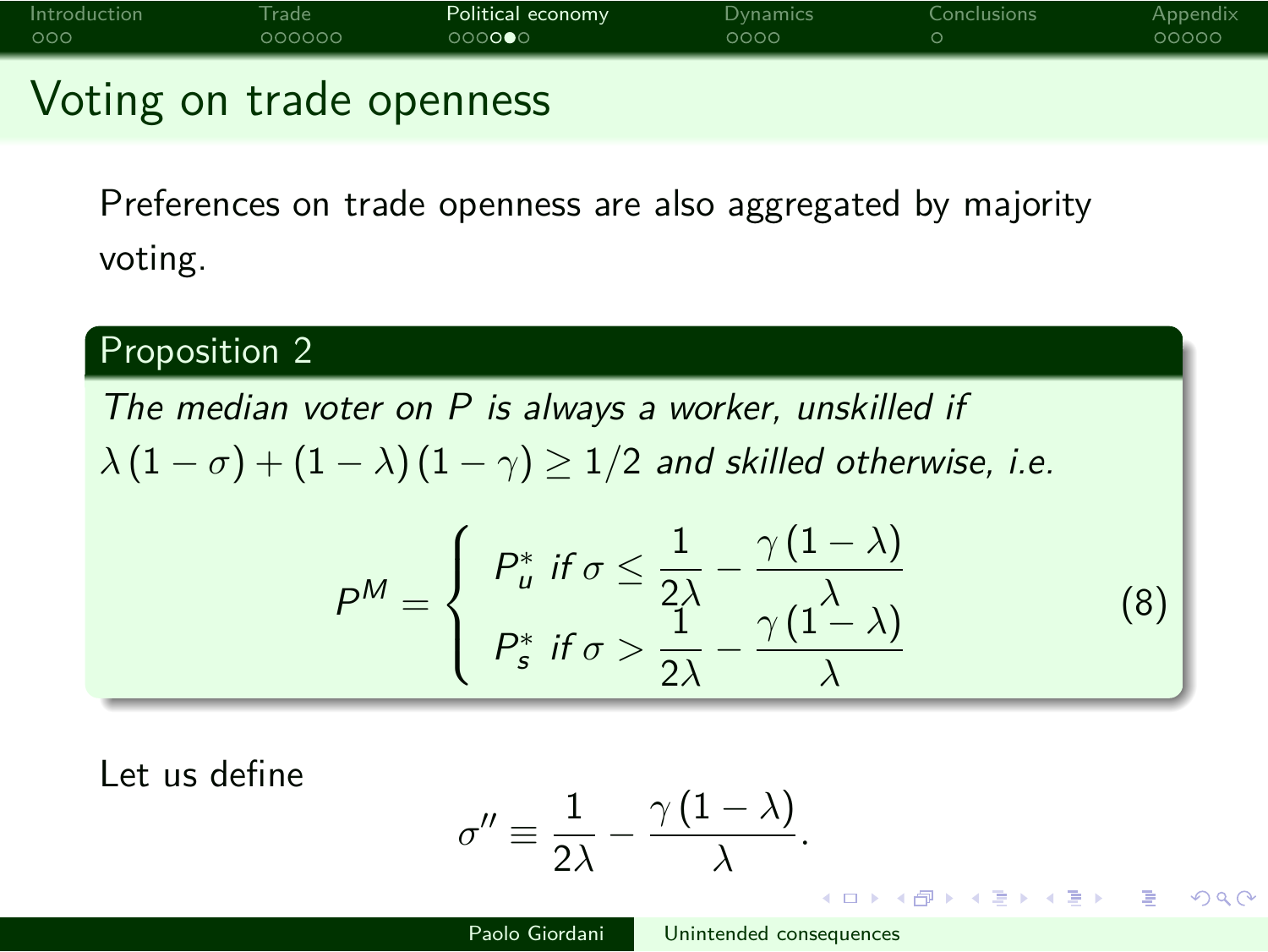# Voting on trade openness

Preferences on trade openness are also aggregated by majority voting.

**Proposition 2**

*The median voter on $P$ is always a worker, unskilled if $\lambda(1-\sigma)+(1-\lambda)(1-\gamma)\geq 1/2$ and skilled otherwise, i.e.*

$$P^M = \begin{cases} P_u^* \text{ if } \sigma \leq \dfrac{1}{2\lambda} - \dfrac{\gamma(1-\lambda)}{\lambda} \\ P_s^* \text{ if } \sigma > \dfrac{1}{2\lambda} - \dfrac{\gamma(1-\lambda)}{\lambda} \end{cases} \tag{8}$$

Let us define

$$\sigma'' \equiv \frac{1}{2\lambda} - \frac{\gamma(1-\lambda)}{\lambda}.$$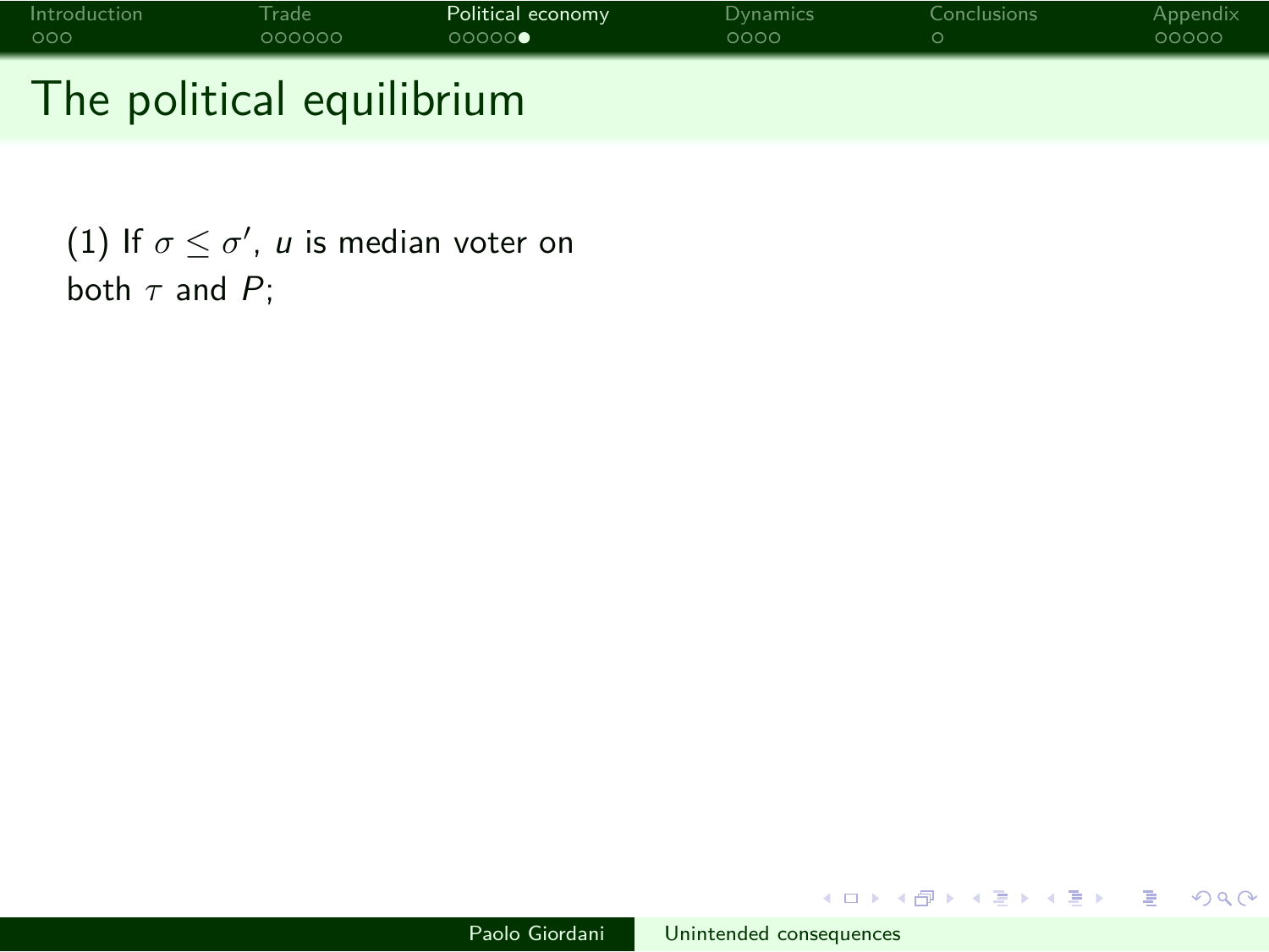# The political equilibrium

(1) If $\sigma \leq \sigma'$, $u$ is median voter on both $\tau$ and $P$;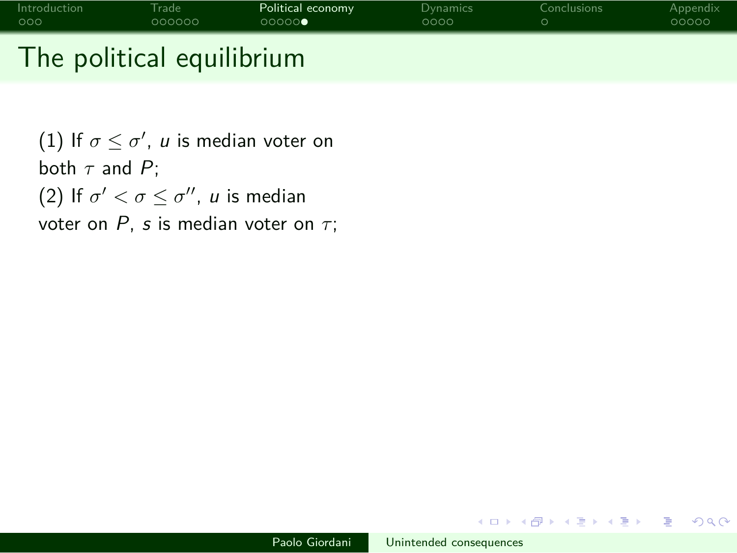# The political equilibrium

(1) If $\sigma \leq \sigma'$, $u$ is median voter on both $\tau$ and $P$;
(2) If $\sigma' < \sigma \leq \sigma''$, $u$ is median voter on $P$, $s$ is median voter on $\tau$;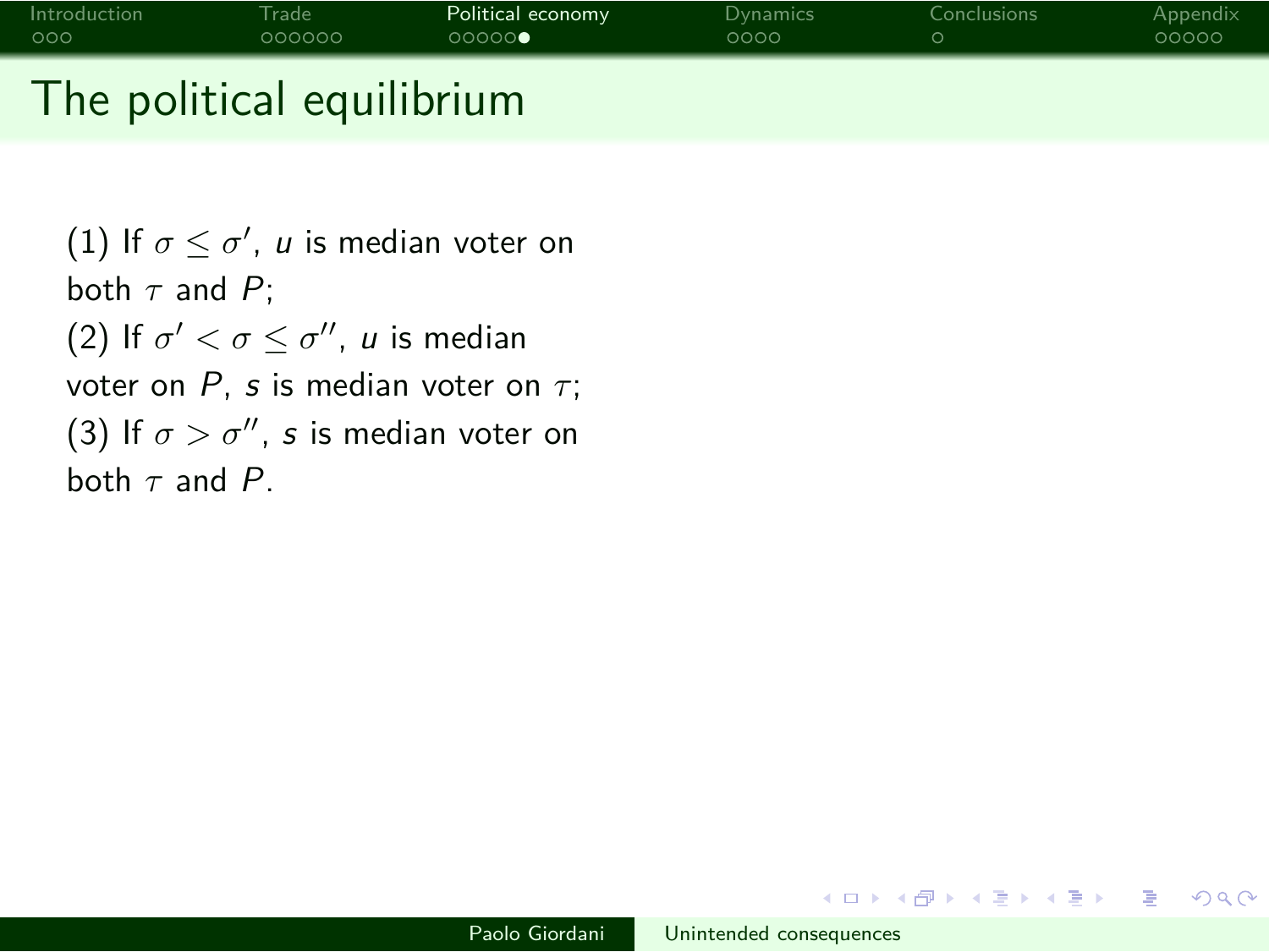# The political equilibrium

(1) If $\sigma \leq \sigma'$, $u$ is median voter on both $\tau$ and $P$;
(2) If $\sigma' < \sigma \leq \sigma''$, $u$ is median voter on $P$, $s$ is median voter on $\tau$;
(3) If $\sigma > \sigma''$, $s$ is median voter on both $\tau$ and $P$.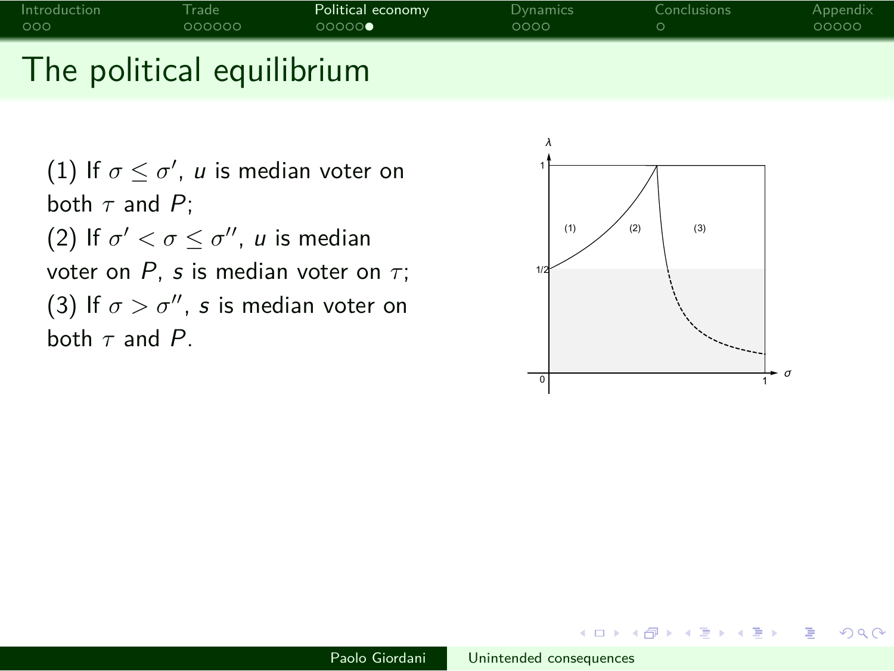# The political equilibrium

(1) If $\sigma \leq \sigma'$, $u$ is median voter on both $\tau$ and $P$;
(2) If $\sigma' < \sigma \leq \sigma''$, $u$ is median voter on $P$, $s$ is median voter on $\tau$;
(3) If $\sigma > \sigma''$, $s$ is median voter on both $\tau$ and $P$.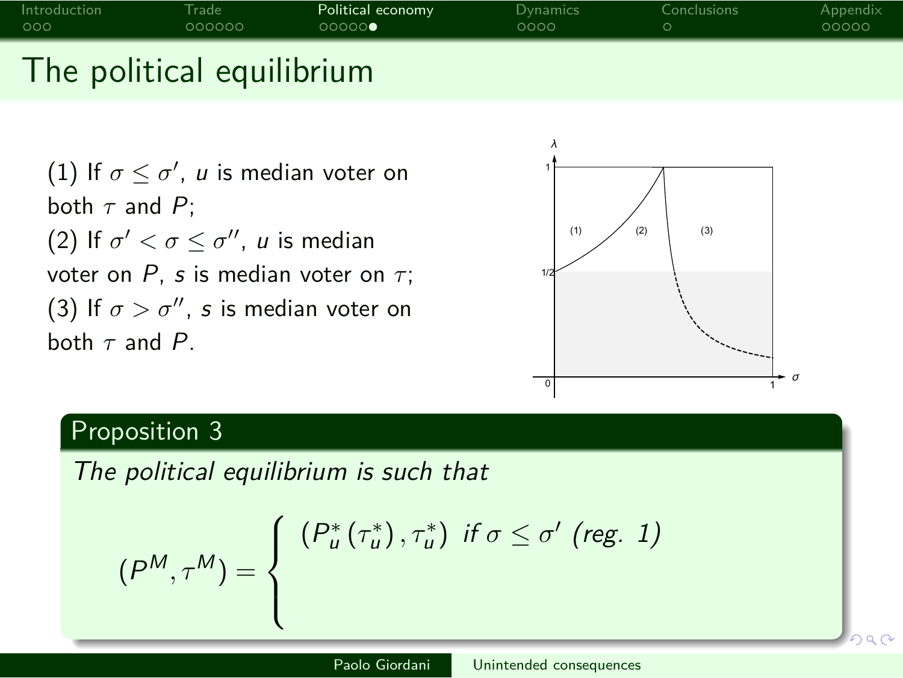# The political equilibrium

(1) If $\sigma \leq \sigma'$, $u$ is median voter on both $\tau$ and $P$;
(2) If $\sigma' < \sigma \leq \sigma''$, $u$ is median voter on $P$, $s$ is median voter on $\tau$;
(3) If $\sigma > \sigma''$, $s$ is median voter on both $\tau$ and $P$.

## Proposition 3

*The political equilibrium is such that*

$$\left(P^M, \tau^M\right) = \begin{cases} \left(P_u^*\left(\tau_u^*\right), \tau_u^*\right) & \text{if } \sigma \leq \sigma' \text{ (reg. 1)} \\ & \\ & \end{cases}$$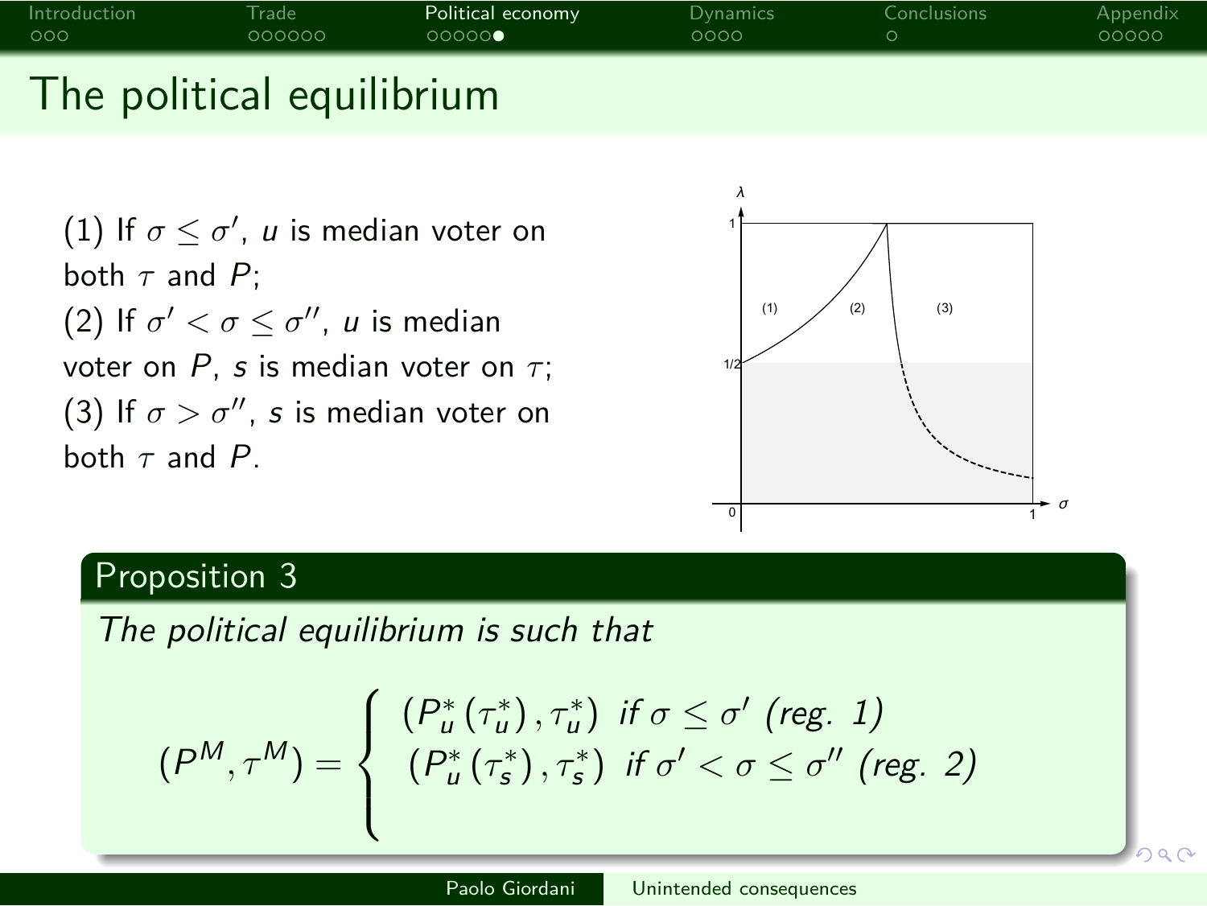# The political equilibrium

(1) If $\sigma \leq \sigma'$, $u$ is median voter on both $\tau$ and $P$;
(2) If $\sigma' < \sigma \leq \sigma''$, $u$ is median voter on $P$, $s$ is median voter on $\tau$;
(3) If $\sigma > \sigma''$, $s$ is median voter on both $\tau$ and $P$.

## Proposition 3

*The political equilibrium is such that*

$$
(P^M, \tau^M) = \begin{cases} \left(P_u^*\left(\tau_u^*\right), \tau_u^*\right) & \textit{if } \sigma \leq \sigma' \textit{ (reg. 1)} \\ \left(P_u^*\left(\tau_s^*\right), \tau_s^*\right) & \textit{if } \sigma' < \sigma \leq \sigma'' \textit{ (reg. 2)} \\ & \end{cases}
$$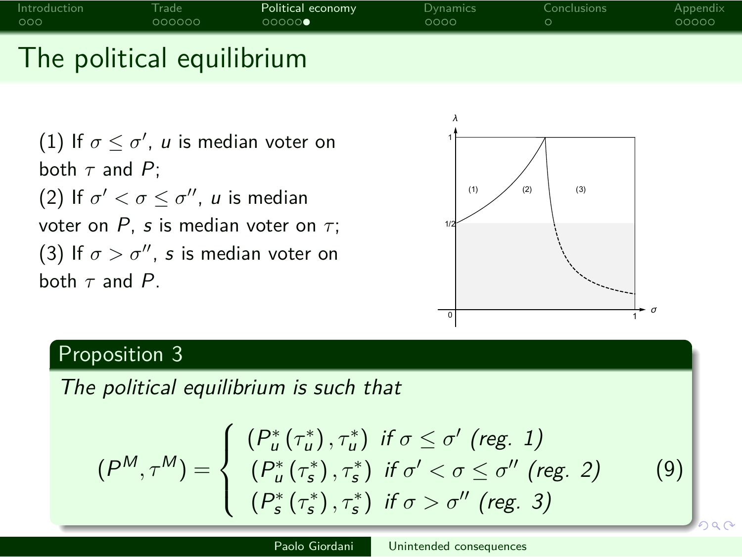# The political equilibrium

(1) If $\sigma \leq \sigma'$, $u$ is median voter on both $\tau$ and $P$;
(2) If $\sigma' < \sigma \leq \sigma''$, $u$ is median voter on $P$, $s$ is median voter on $\tau$;
(3) If $\sigma > \sigma''$, $s$ is median voter on both $\tau$ and $P$.

## Proposition 3

*The political equilibrium is such that*

$$
\left(P^M, \tau^M\right) = \begin{cases} \left(P_u^*\left(\tau_u^*\right), \tau_u^*\right) & \text{if } \sigma \leq \sigma' \text{ (reg. 1)} \\ \left(P_u^*\left(\tau_s^*\right), \tau_s^*\right) & \text{if } \sigma' < \sigma \leq \sigma'' \text{ (reg. 2)} \\ \left(P_s^*\left(\tau_s^*\right), \tau_s^*\right) & \text{if } \sigma > \sigma'' \text{ (reg. 3)} \end{cases} \tag{9}
$$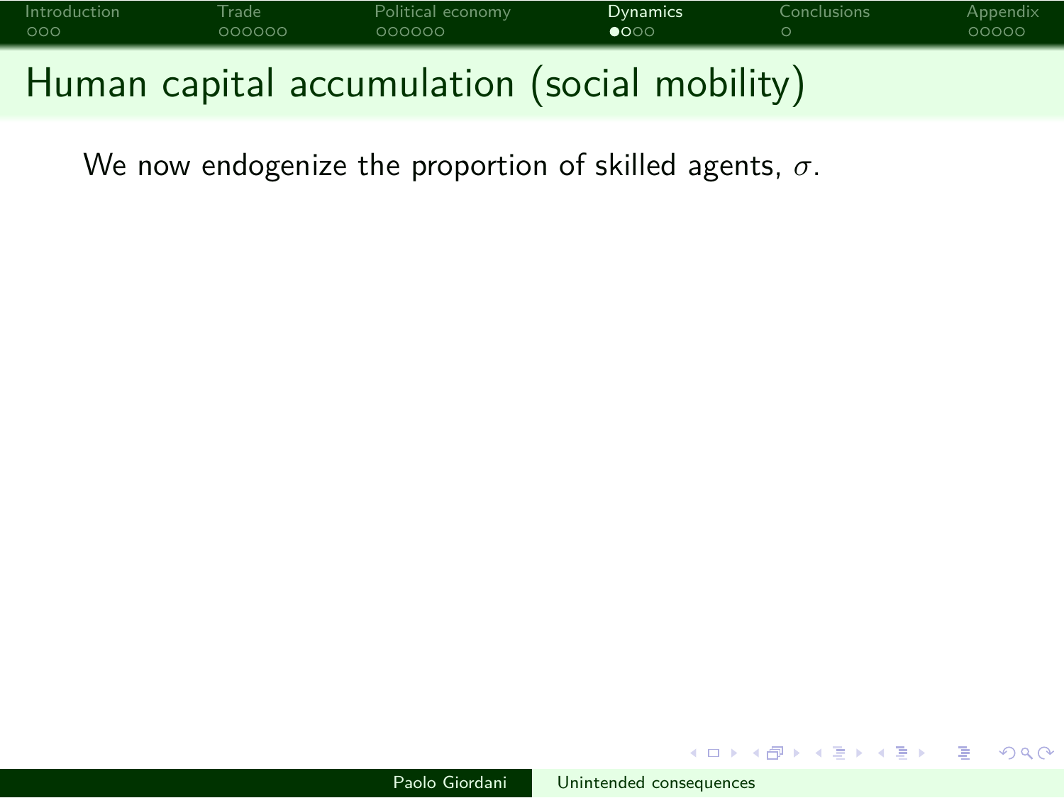# Human capital accumulation (social mobility)

We now endogenize the proportion of skilled agents, $\sigma$.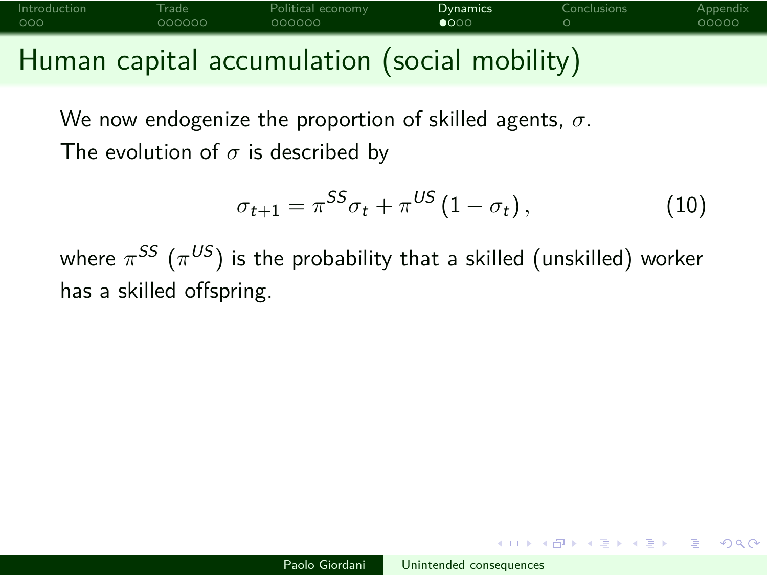# Human capital accumulation (social mobility)

We now endogenize the proportion of skilled agents, $\sigma$.

The evolution of $\sigma$ is described by

$$\sigma_{t+1} = \pi^{SS}\sigma_t + \pi^{US}(1 - \sigma_t), \tag{10}$$

where $\pi^{SS}$ ($\pi^{US}$) is the probability that a skilled (unskilled) worker has a skilled offspring.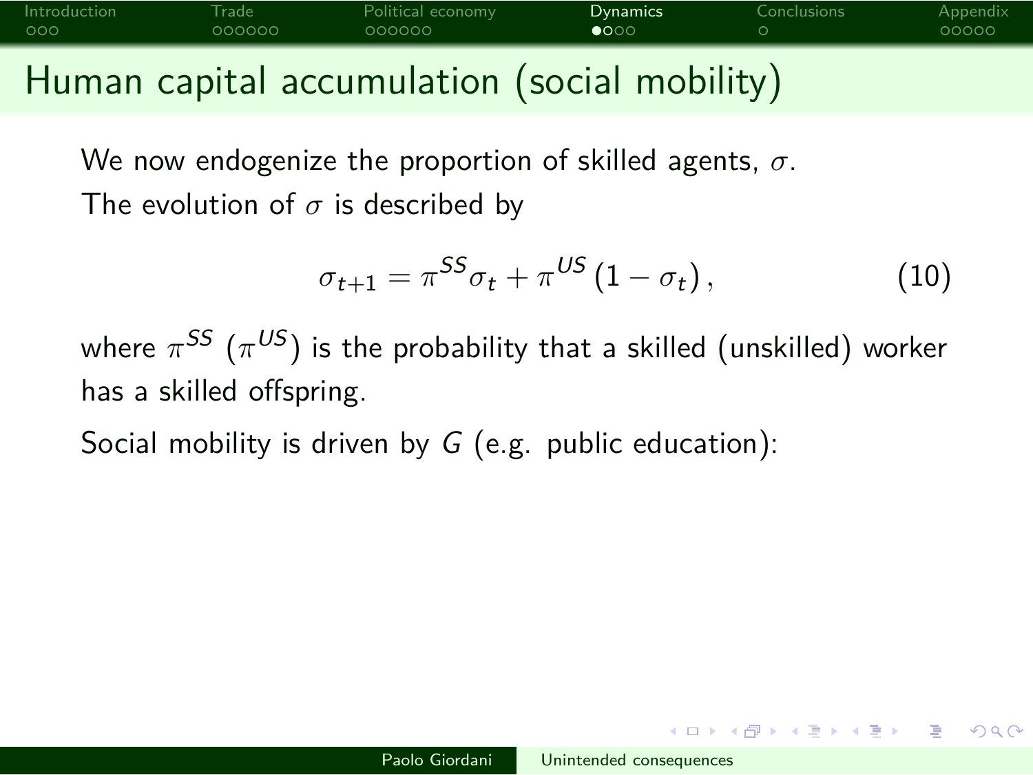# Human capital accumulation (social mobility)

We now endogenize the proportion of skilled agents, $\sigma$.

The evolution of $\sigma$ is described by

$$\sigma_{t+1} = \pi^{SS}\sigma_t + \pi^{US}(1 - \sigma_t), \tag{10}$$

where $\pi^{SS}$ ($\pi^{US}$) is the probability that a skilled (unskilled) worker has a skilled offspring.

Social mobility is driven by $G$ (e.g. public education):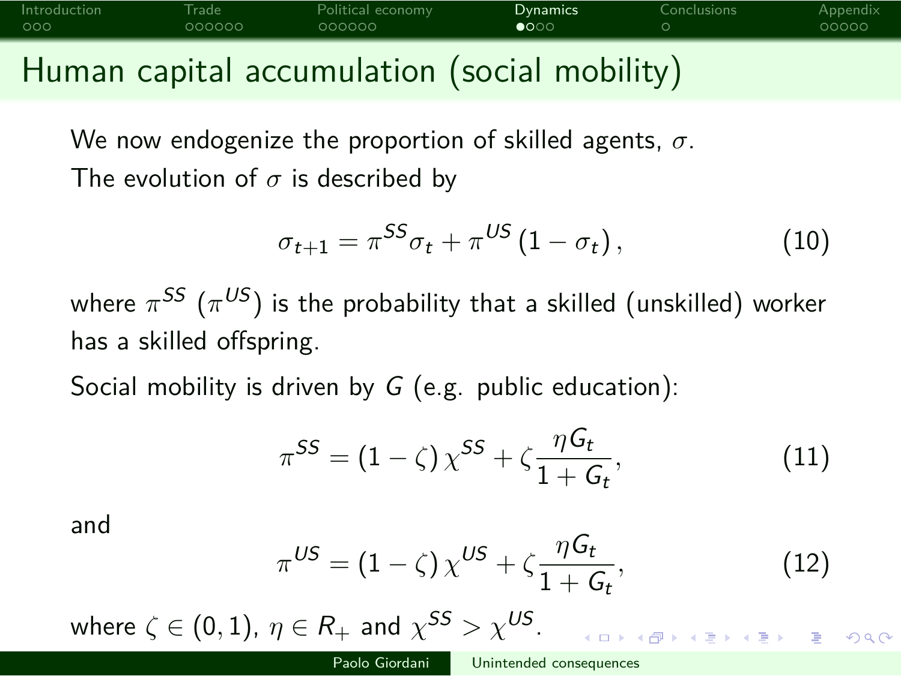# Human capital accumulation (social mobility)

We now endogenize the proportion of skilled agents, $\sigma$.

The evolution of $\sigma$ is described by

$$\sigma_{t+1} = \pi^{SS}\sigma_t + \pi^{US}(1 - \sigma_t), \tag{10}$$

where $\pi^{SS}$ ($\pi^{US}$) is the probability that a skilled (unskilled) worker has a skilled offspring.

Social mobility is driven by $G$ (e.g. public education):

$$\pi^{SS} = (1 - \zeta)\chi^{SS} + \zeta\frac{\eta G_t}{1 + G_t}, \tag{11}$$

and

$$\pi^{US} = (1 - \zeta)\chi^{US} + \zeta\frac{\eta G_t}{1 + G_t}, \tag{12}$$

where $\zeta \in (0, 1)$, $\eta \in R_+$ and $\chi^{SS} > \chi^{US}$.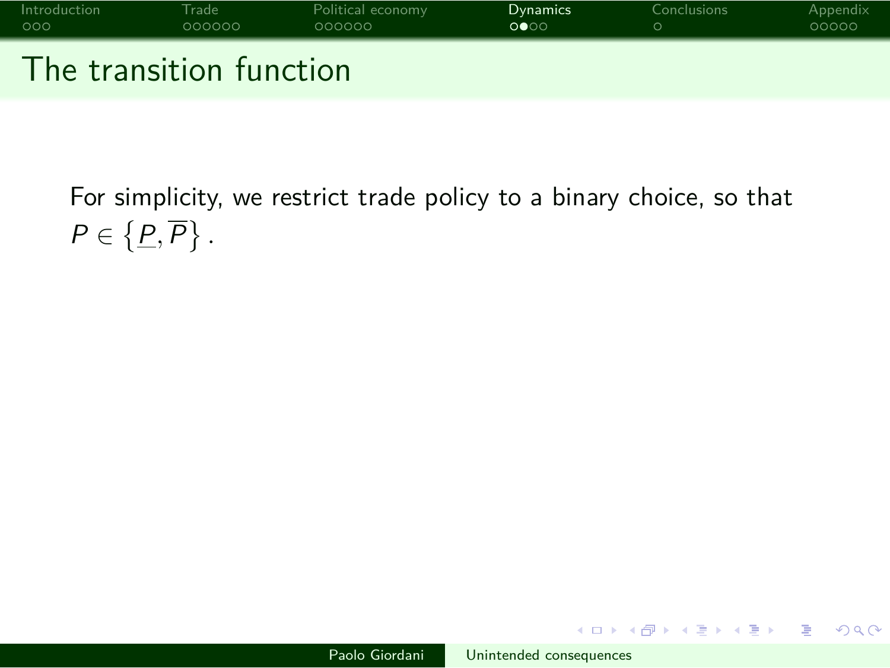# The transition function

For simplicity, we restrict trade policy to a binary choice, so that $P \in \left\{ \underline{P}, \overline{P} \right\}$.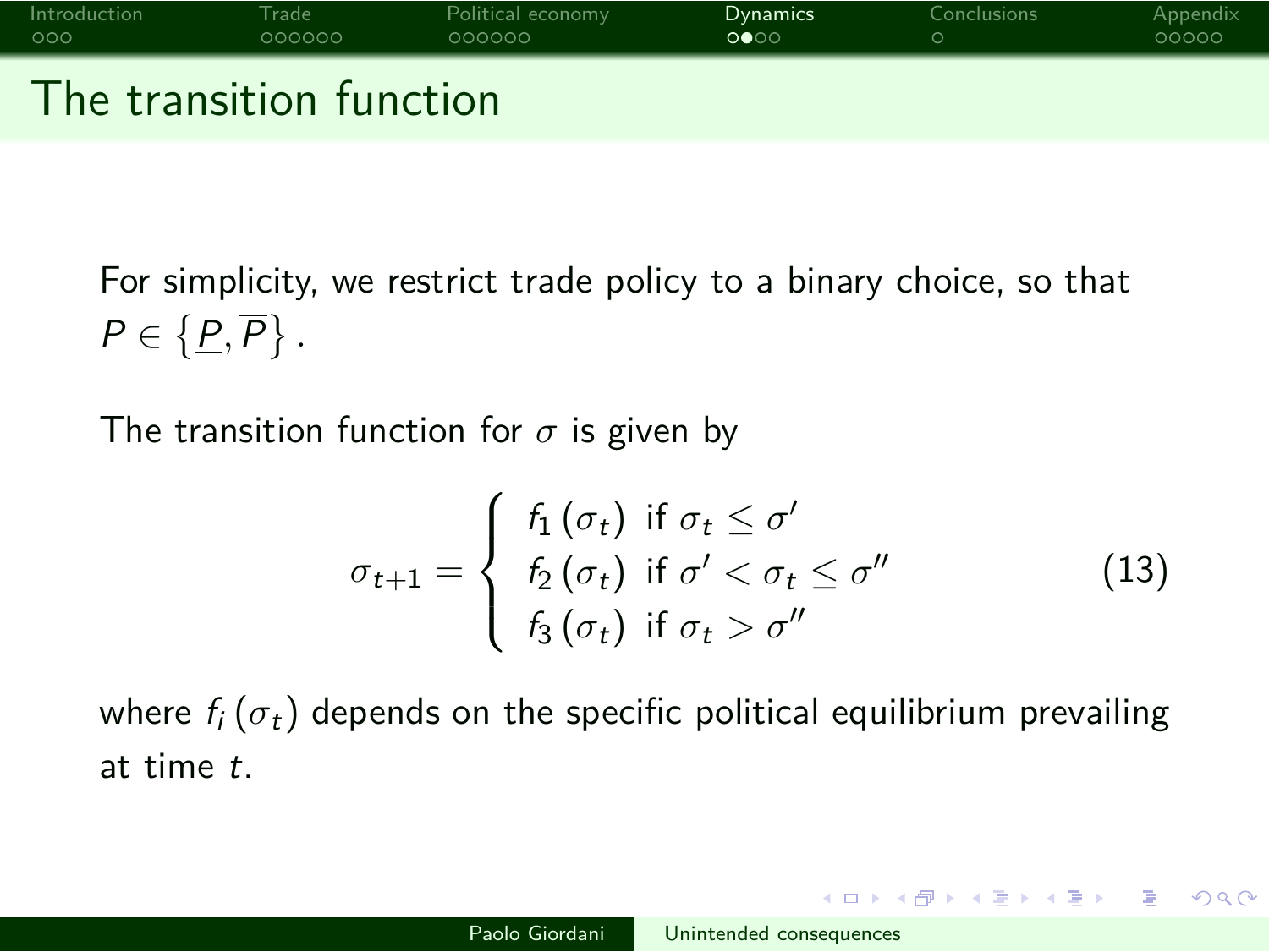# The transition function

For simplicity, we restrict trade policy to a binary choice, so that $P \in \left\{ \underline{P}, \overline{P} \right\}$.

The transition function for $\sigma$ is given by

$$\sigma_{t+1} = \begin{cases} f_1(\sigma_t) & \text{if } \sigma_t \leq \sigma' \\ f_2(\sigma_t) & \text{if } \sigma' < \sigma_t \leq \sigma'' \\ f_3(\sigma_t) & \text{if } \sigma_t > \sigma'' \end{cases} \tag{13}$$

where $f_i(\sigma_t)$ depends on the specific political equilibrium prevailing at time $t$.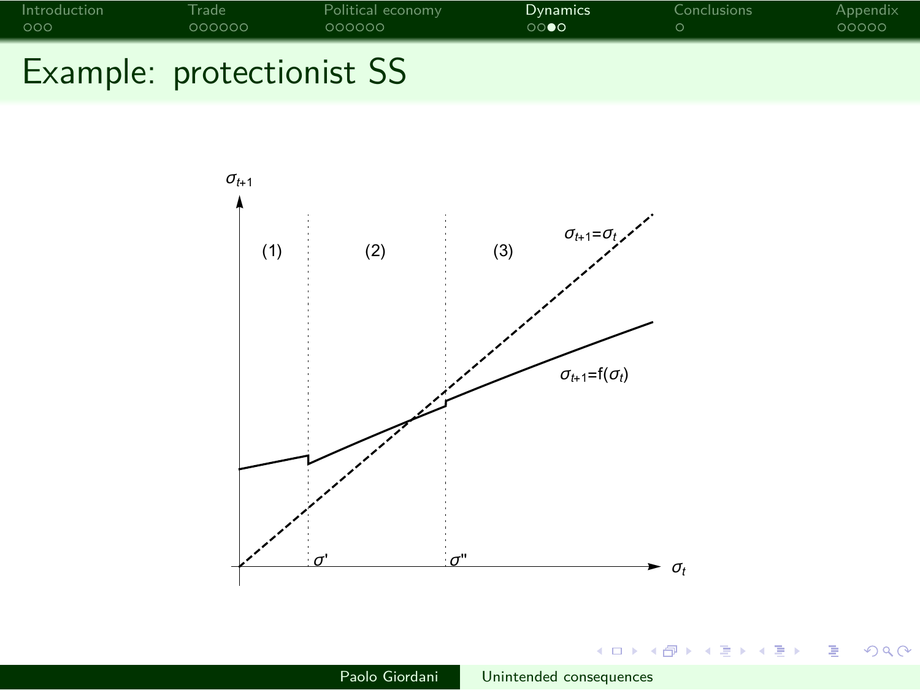# Example: protectionist SS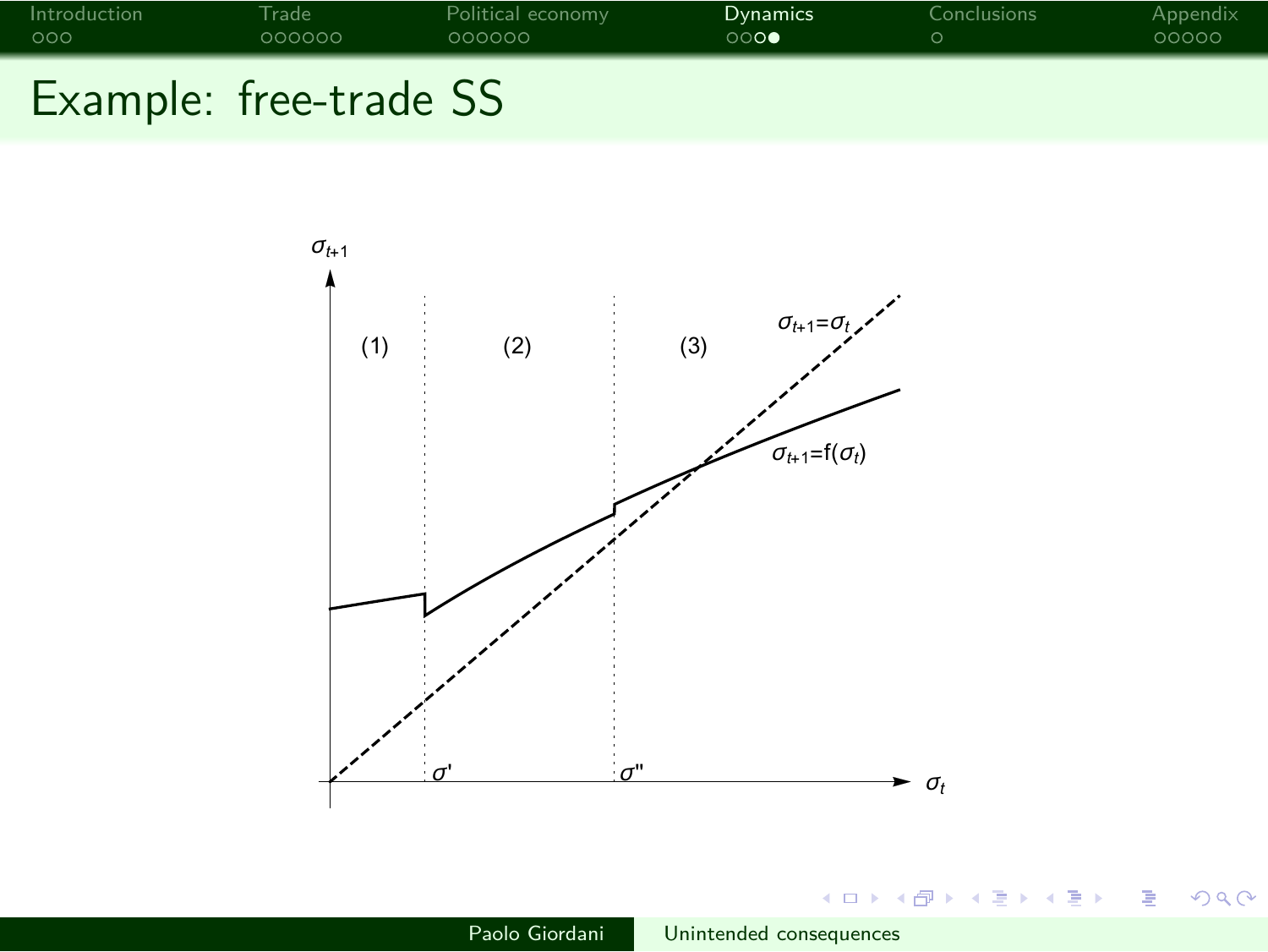# Example: free-trade SS

$\sigma_{t+1}$

(1) (2) (3)

$\sigma_{t+1}=\sigma_t$

$\sigma_{t+1}=f(\sigma_t)$

$\sigma'$ $\sigma''$ $\sigma_t$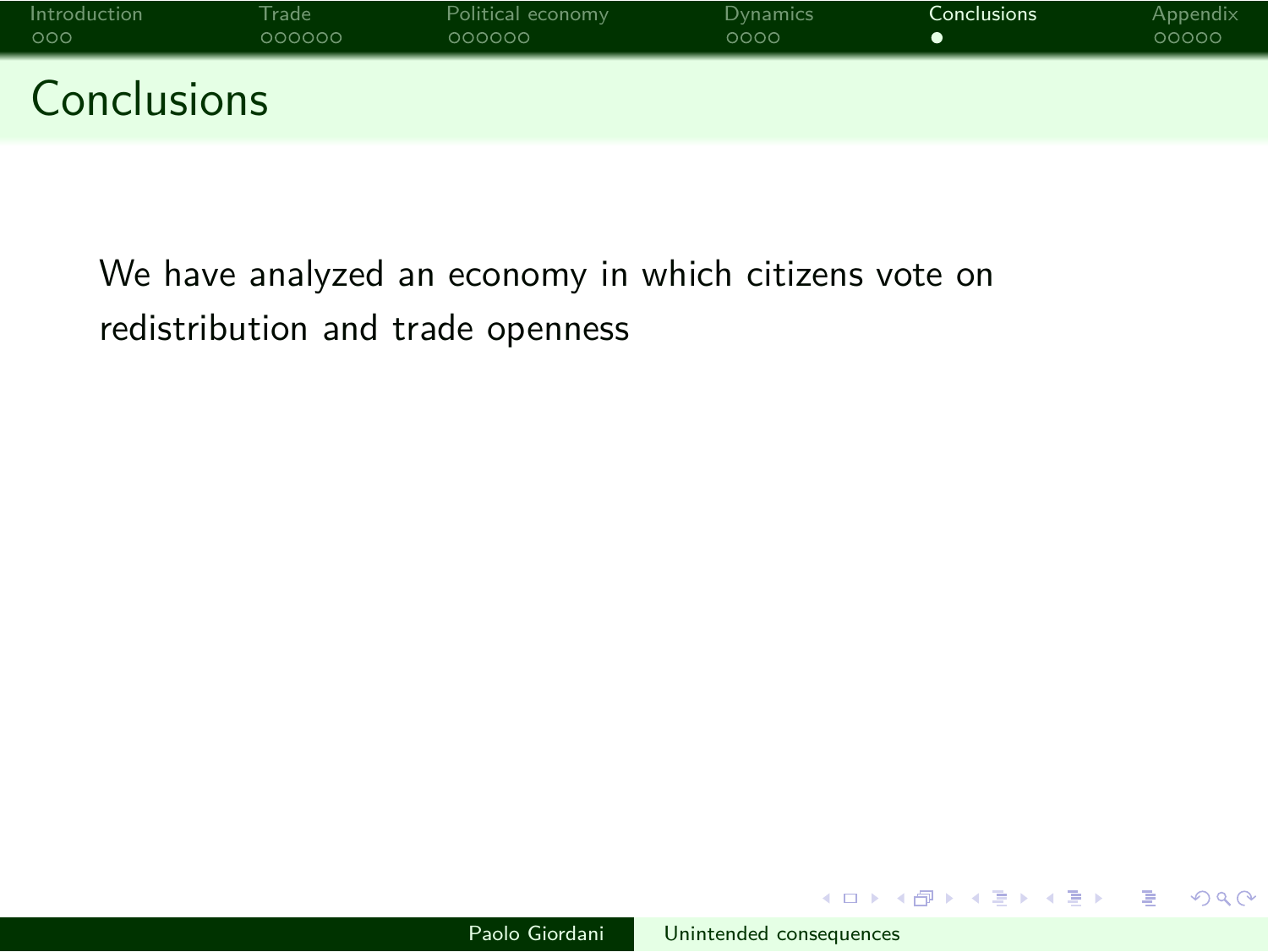# Conclusions

We have analyzed an economy in which citizens vote on redistribution and trade openness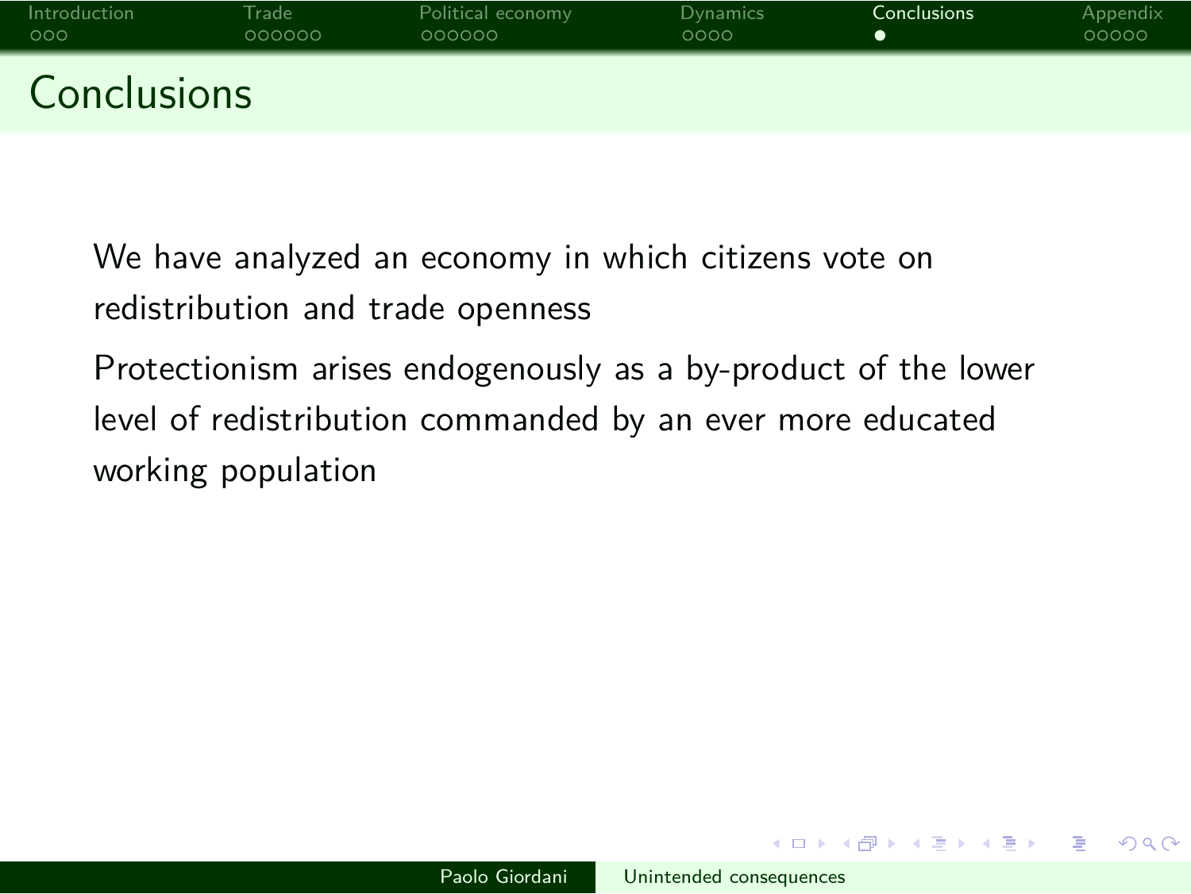# Conclusions

We have analyzed an economy in which citizens vote on redistribution and trade openness

Protectionism arises endogenously as a by-product of the lower level of redistribution commanded by an ever more educated working population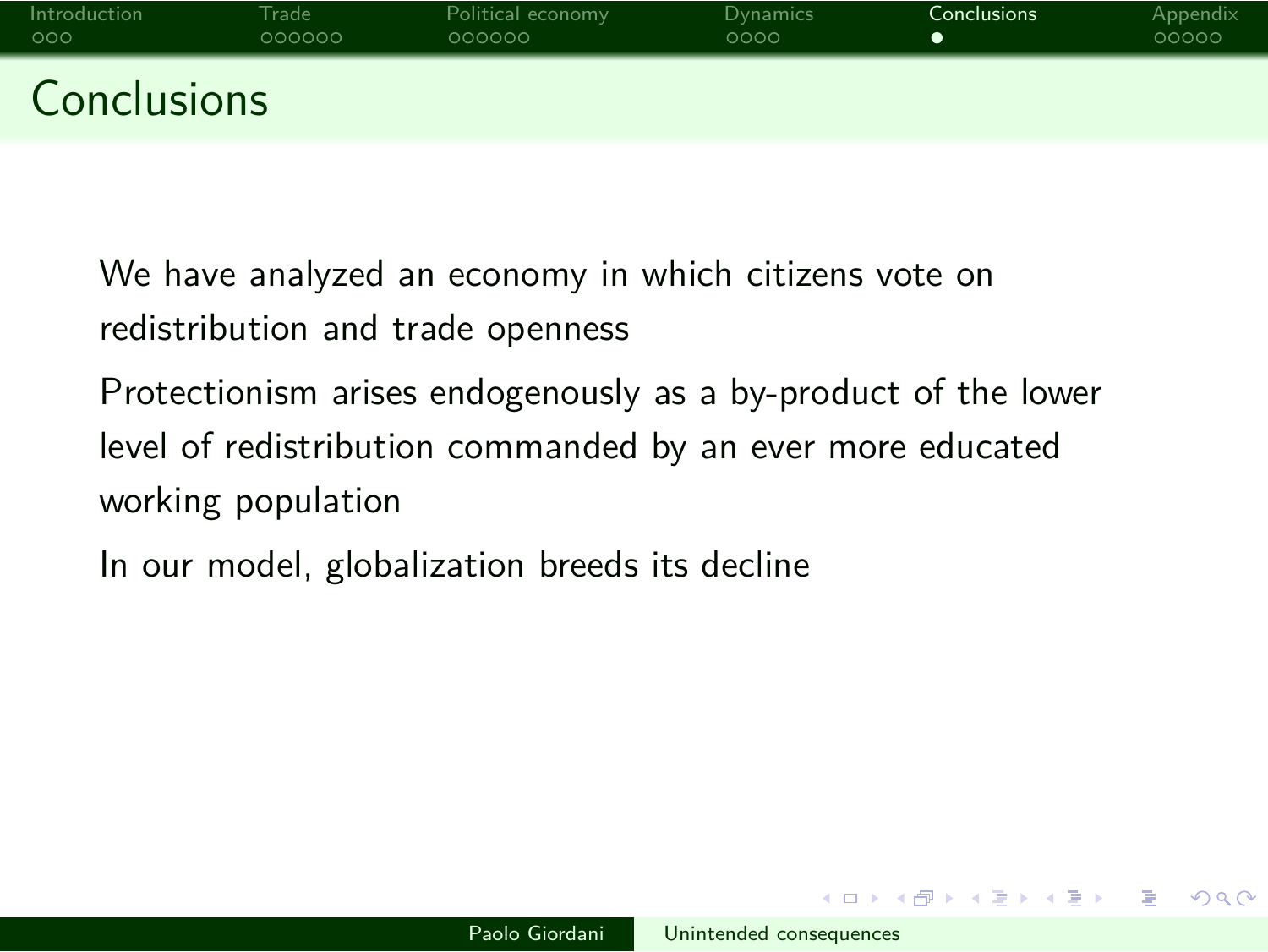# Conclusions

We have analyzed an economy in which citizens vote on redistribution and trade openness

Protectionism arises endogenously as a by-product of the lower level of redistribution commanded by an ever more educated working population

In our model, globalization breeds its decline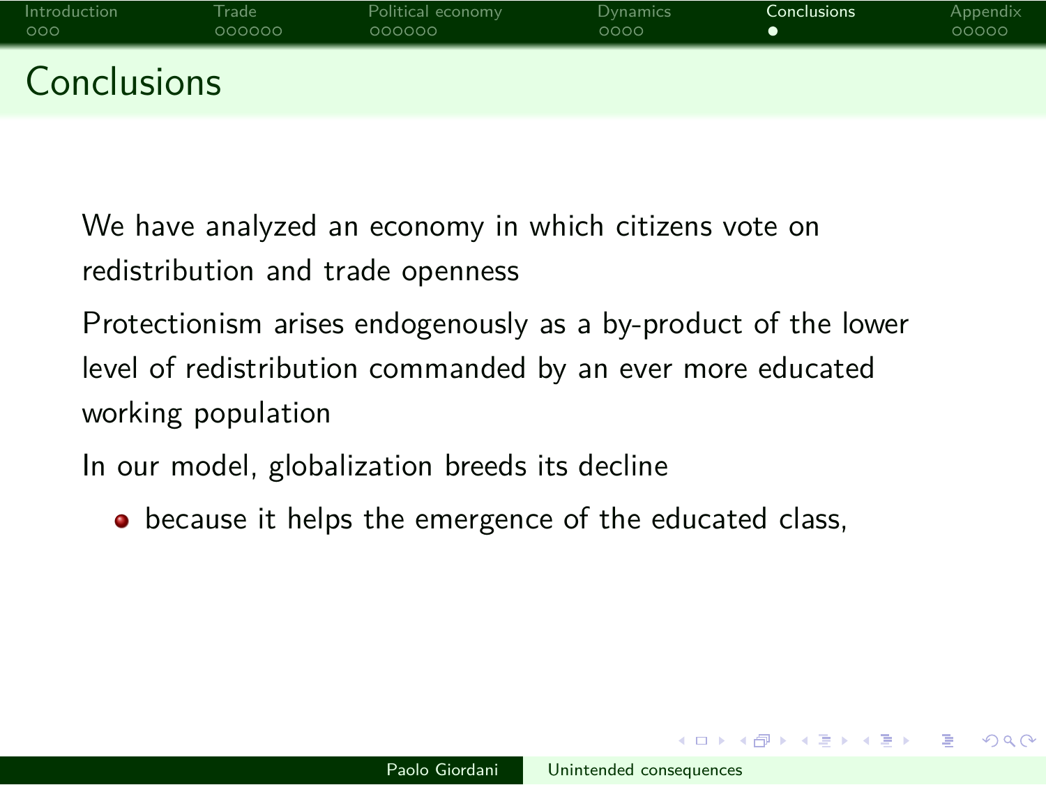# Conclusions

We have analyzed an economy in which citizens vote on redistribution and trade openness

Protectionism arises endogenously as a by-product of the lower level of redistribution commanded by an ever more educated working population

In our model, globalization breeds its decline

- because it helps the emergence of the educated class,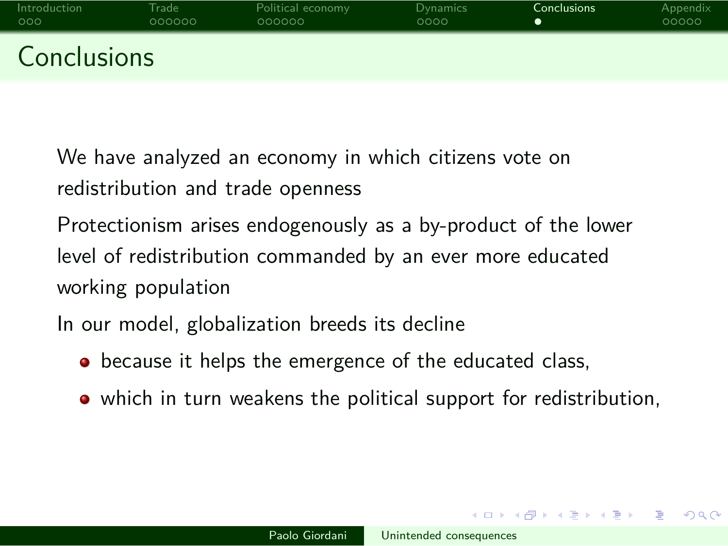# Conclusions

We have analyzed an economy in which citizens vote on redistribution and trade openness

Protectionism arises endogenously as a by-product of the lower level of redistribution commanded by an ever more educated working population

In our model, globalization breeds its decline

- because it helps the emergence of the educated class,
- which in turn weakens the political support for redistribution,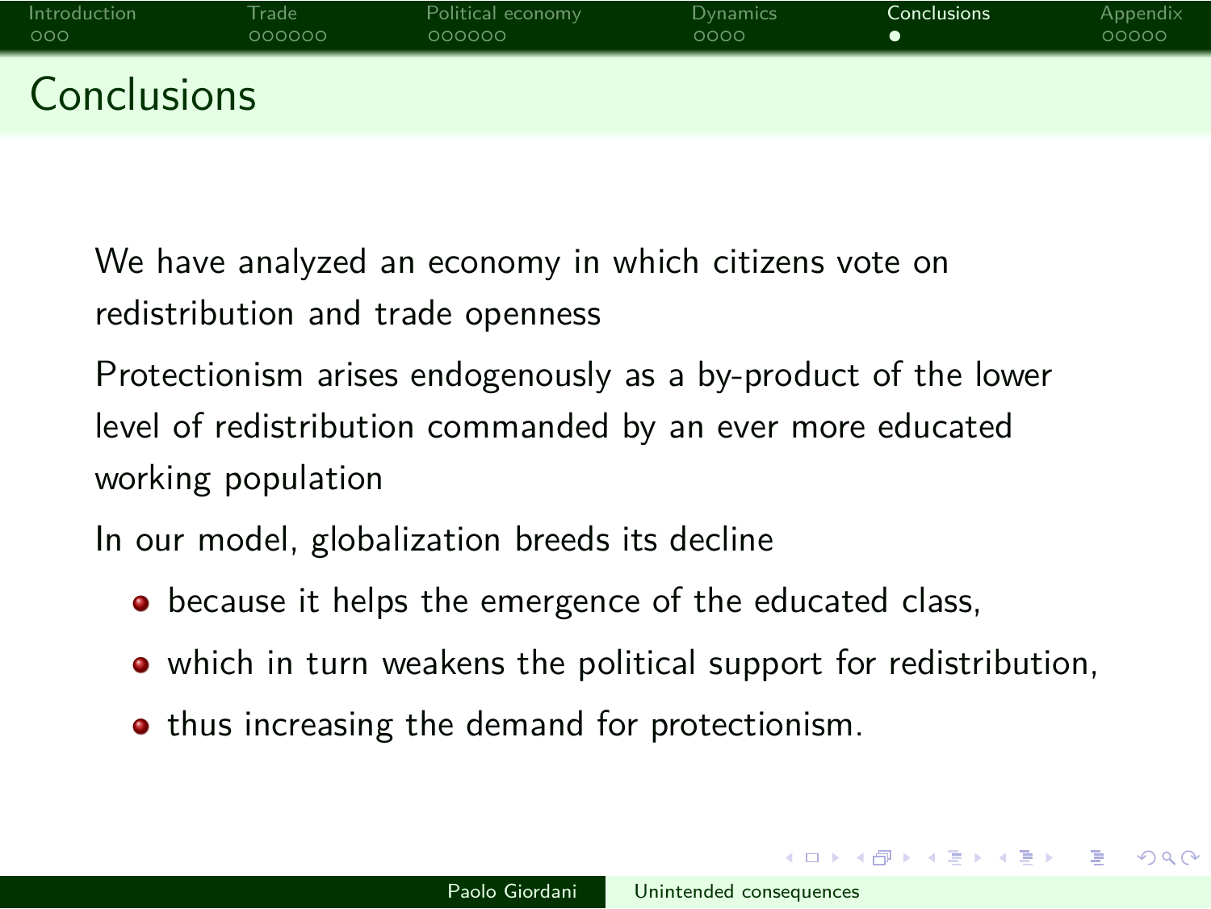# Conclusions

We have analyzed an economy in which citizens vote on redistribution and trade openness

Protectionism arises endogenously as a by-product of the lower level of redistribution commanded by an ever more educated working population

In our model, globalization breeds its decline

- because it helps the emergence of the educated class,
- which in turn weakens the political support for redistribution,
- thus increasing the demand for protectionism.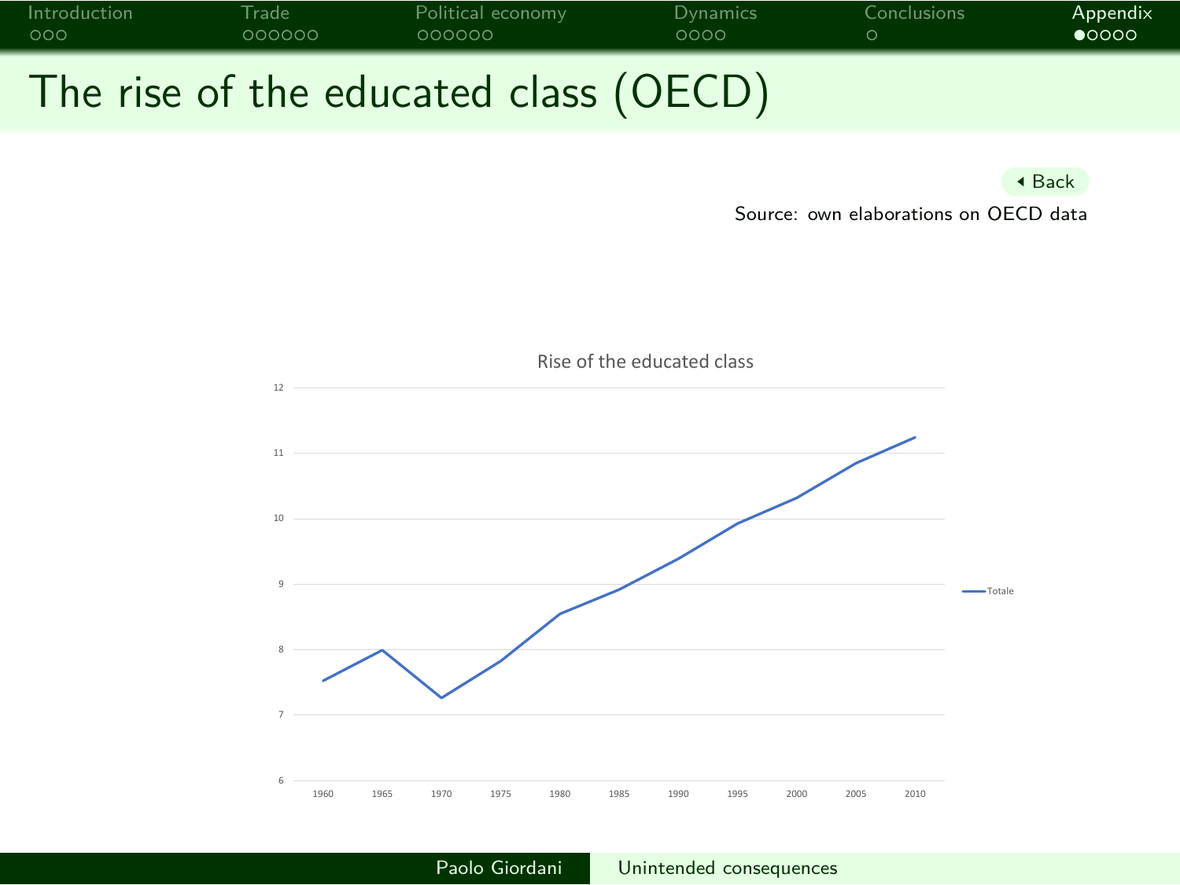# The rise of the educated class (OECD)

◂ Back

Source: own elaborations on OECD data

Rise of the educated class

12
11
10
9
8
7
6

1960 1965 1970 1975 1980 1985 1990 1995 2000 2005 2010

Totale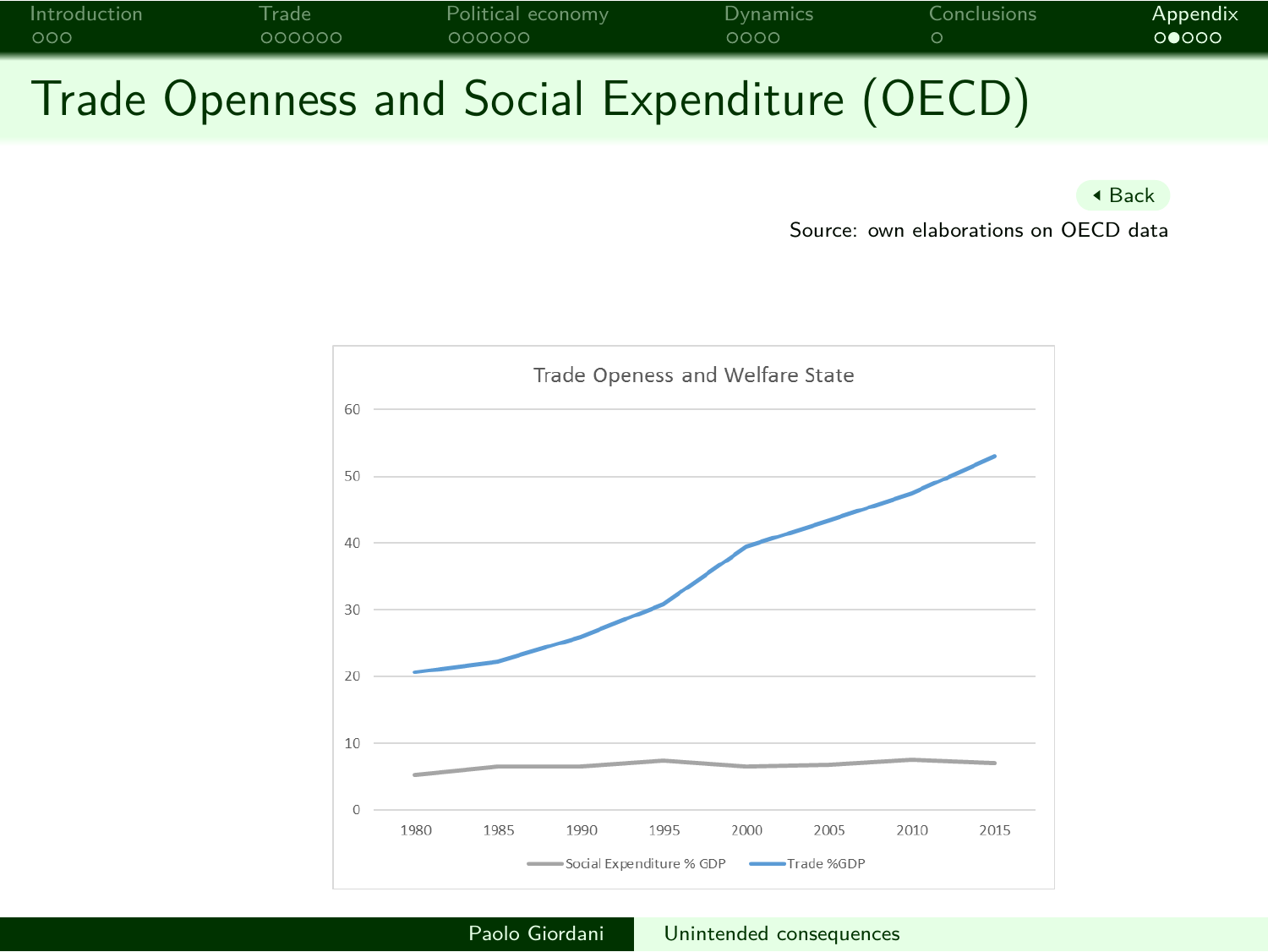# Trade Openness and Social Expenditure (OECD)

Back

Source: own elaborations on OECD data

Trade Openess and Welfare State

Social Expenditure % GDP — Trade %GDP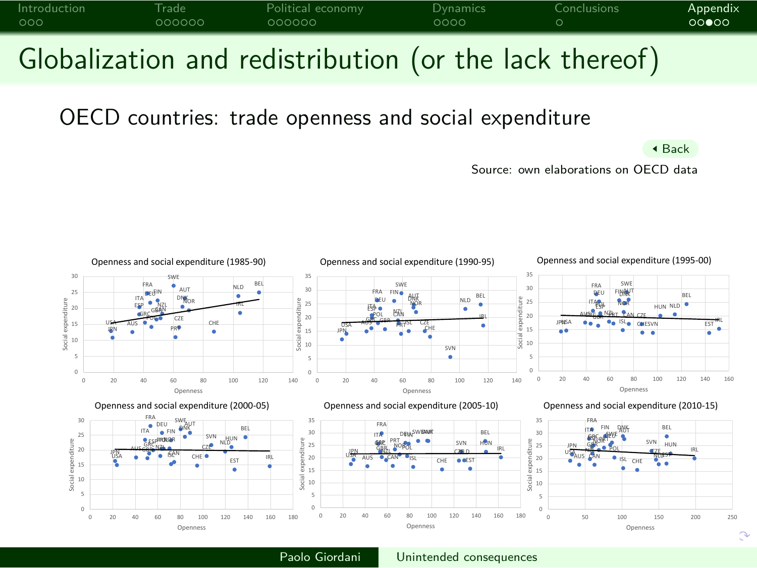# Globalization and redistribution (or the lack thereof)

## OECD countries: trade openness and social expenditure

Back

Source: own elaborations on OECD data

Openness and social expenditure (1985-90)

Openness and social expenditure (1990-95)

Openness and social expenditure (1995-00)

Openness and social expenditure (2000-05)

Openness and social expenditure (2005-10)

Openness and social expenditure (2010-15)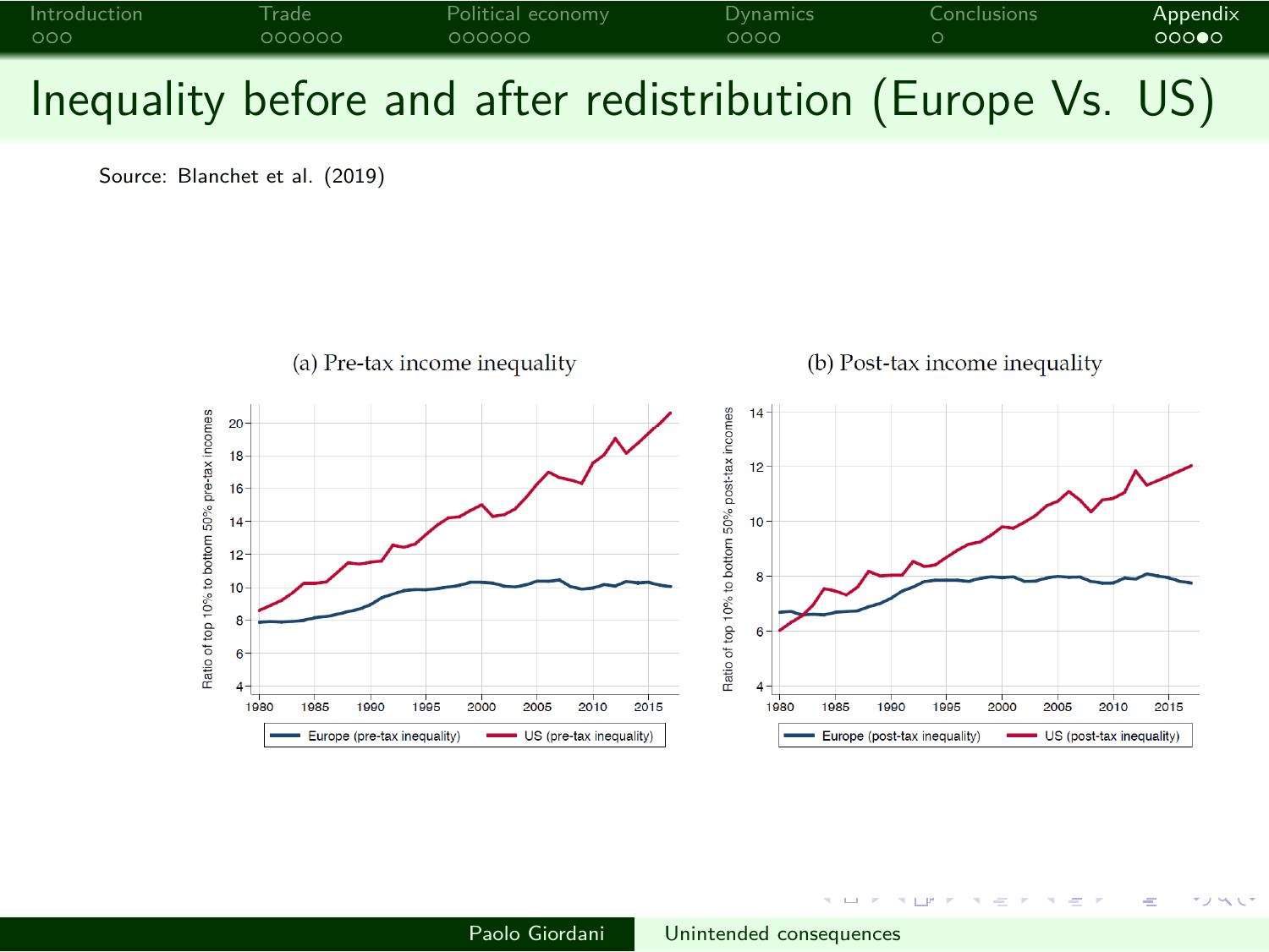# Inequality before and after redistribution (Europe Vs. US)

Source: Blanchet et al. (2019)

(a) Pre-tax income inequality

(b) Post-tax income inequality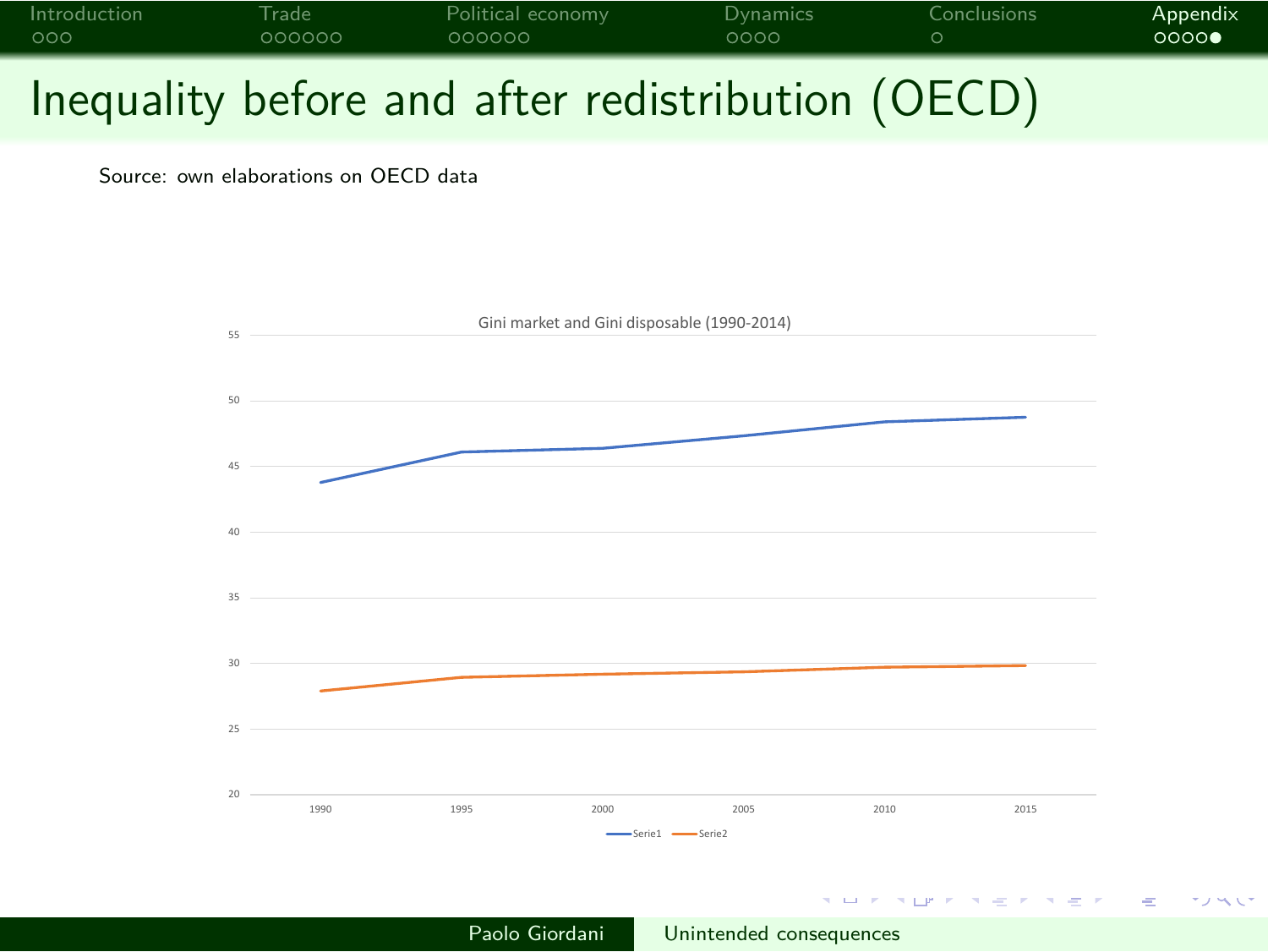# Inequality before and after redistribution (OECD)

Source: own elaborations on OECD data

Gini market and Gini disposable (1990-2014)

55
50
45
40
35
30
25
20

1990 1995 2000 2005 2010 2015

Serie1 Serie2